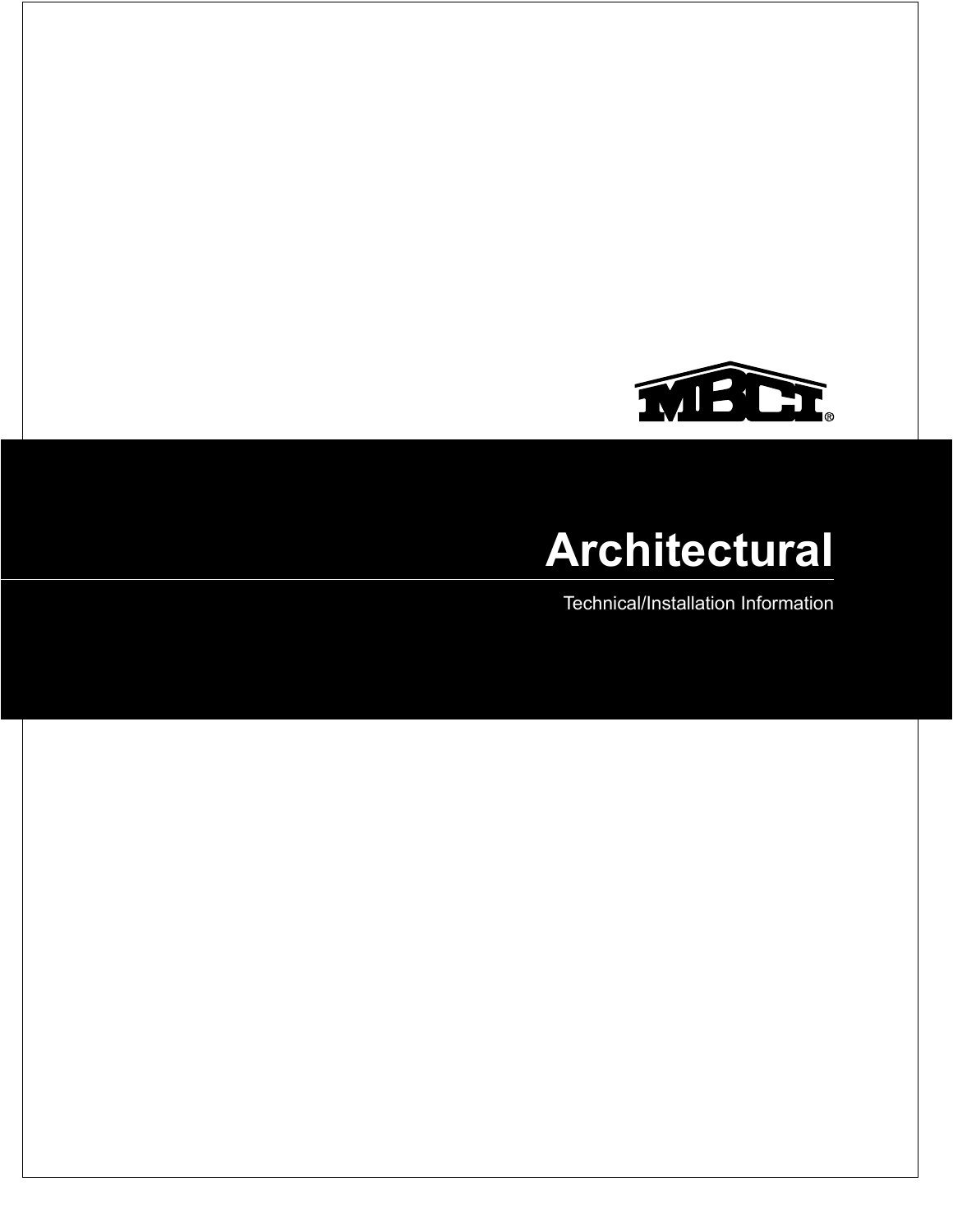MBCI®

# Architectural

Technical/Installation Information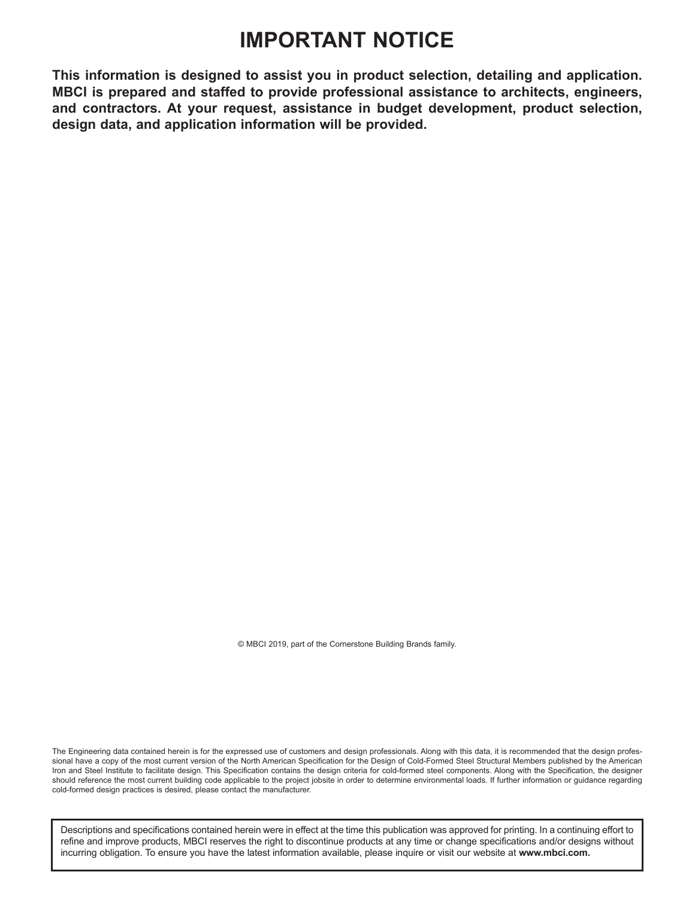# IMPORTANT NOTICE

**This information is designed to assist you in product selection, detailing and application. MBCI is prepared and staffed to provide professional assistance to architects, engineers, and contractors. At your request, assistance in budget development, product selection, design data, and application information will be provided.**

© MBCI 2019, part of the Cornerstone Building Brands family.

The Engineering data contained herein is for the expressed use of customers and design professionals. Along with this data, it is recommended that the design professional have a copy of the most current version of the North American Specification for the Design of Cold-Formed Steel Structural Members published by the American Iron and Steel Institute to facilitate design. This Specification contains the design criteria for cold-formed steel components. Along with the Specification, the designer should reference the most current building code applicable to the project jobsite in order to determine environmental loads. If further information or guidance regarding cold-formed design practices is desired, please contact the manufacturer.

Descriptions and specifications contained herein were in effect at the time this publication was approved for printing. In a continuing effort to refine and improve products, MBCI reserves the right to discontinue products at any time or change specifications and/or designs without incurring obligation. To ensure you have the latest information available, please inquire or visit our website at **www.mbci.com.**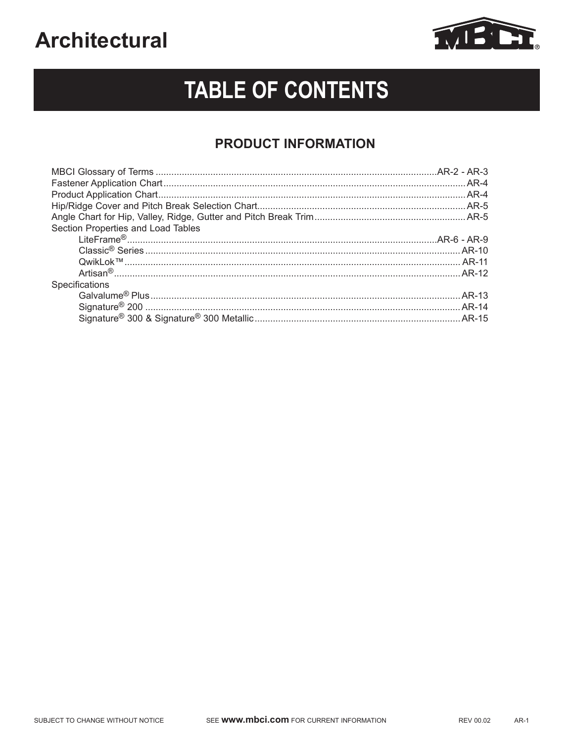# Architectural

## TABLE OF CONTENTS

### PRODUCT INFORMATION

MBCI Glossary of Terms ........................................................ AR-2 - AR-3
Fastener Application Chart ........................................................ AR-4
Product Application Chart ........................................................ AR-4
Hip/Ridge Cover and Pitch Break Selection Chart ........................................................ AR-5
Angle Chart for Hip, Valley, Ridge, Gutter and Pitch Break Trim ........................................................ AR-5
Section Properties and Load Tables
- LiteFrame® ........................................................ AR-6 - AR-9
- Classic® Series ........................................................ AR-10
- QwikLok™ ........................................................ AR-11
- Artisan® ........................................................ AR-12

Specifications
- Galvalume® Plus ........................................................ AR-13
- Signature® 200 ........................................................ AR-14
- Signature® 300 & Signature® 300 Metallic ........................................................ AR-15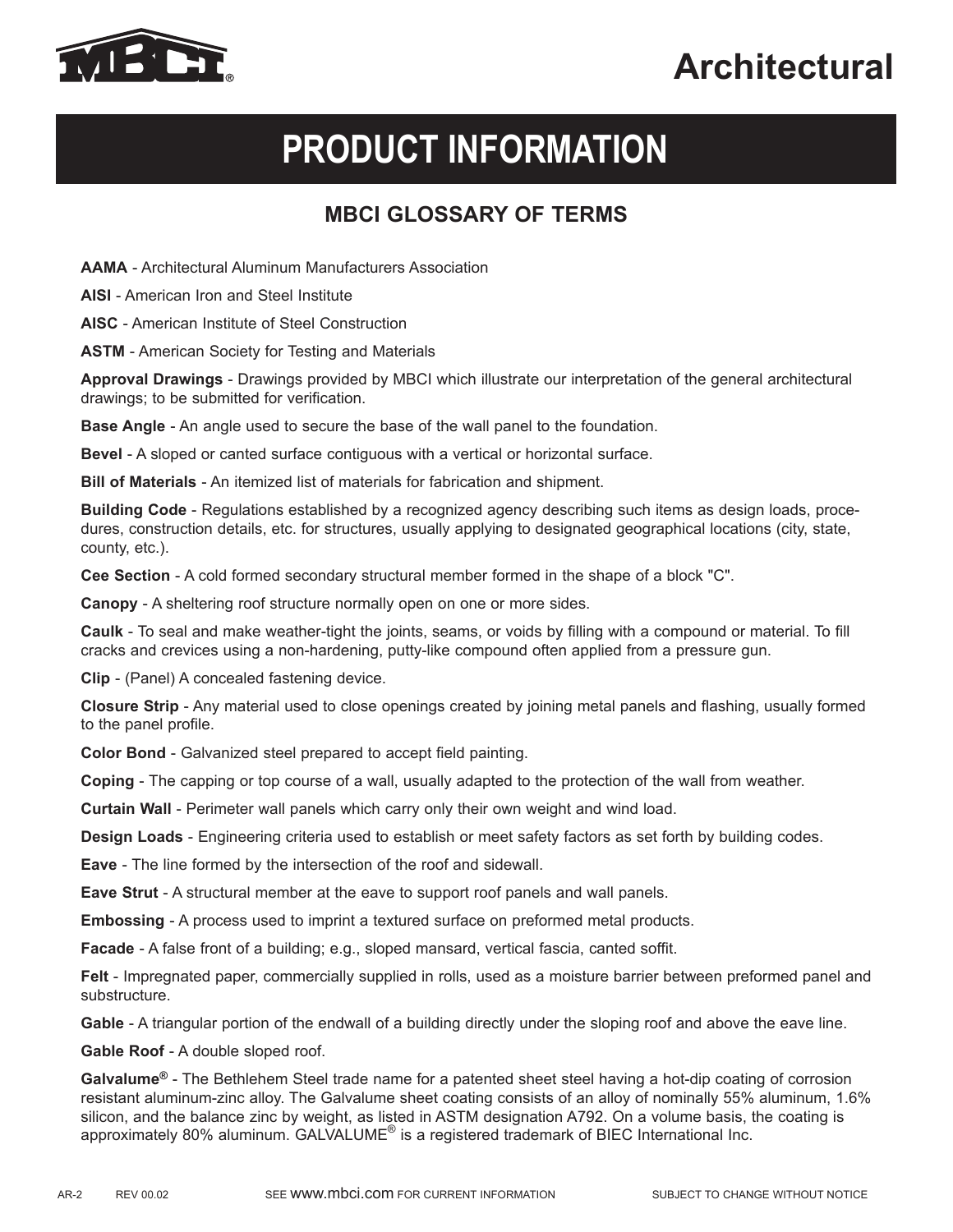# Architectural

# PRODUCT INFORMATION

## MBCI GLOSSARY OF TERMS

**AAMA** - Architectural Aluminum Manufacturers Association

**AISI** - American Iron and Steel Institute

**AISC** - American Institute of Steel Construction

**ASTM** - American Society for Testing and Materials

**Approval Drawings** - Drawings provided by MBCI which illustrate our interpretation of the general architectural drawings; to be submitted for verification.

**Base Angle** - An angle used to secure the base of the wall panel to the foundation.

**Bevel** - A sloped or canted surface contiguous with a vertical or horizontal surface.

**Bill of Materials** - An itemized list of materials for fabrication and shipment.

**Building Code** - Regulations established by a recognized agency describing such items as design loads, procedures, construction details, etc. for structures, usually applying to designated geographical locations (city, state, county, etc.).

**Cee Section** - A cold formed secondary structural member formed in the shape of a block "C".

**Canopy** - A sheltering roof structure normally open on one or more sides.

**Caulk** - To seal and make weather-tight the joints, seams, or voids by filling with a compound or material. To fill cracks and crevices using a non-hardening, putty-like compound often applied from a pressure gun.

**Clip** - (Panel) A concealed fastening device.

**Closure Strip** - Any material used to close openings created by joining metal panels and flashing, usually formed to the panel profile.

**Color Bond** - Galvanized steel prepared to accept field painting.

**Coping** - The capping or top course of a wall, usually adapted to the protection of the wall from weather.

**Curtain Wall** - Perimeter wall panels which carry only their own weight and wind load.

**Design Loads** - Engineering criteria used to establish or meet safety factors as set forth by building codes.

**Eave** - The line formed by the intersection of the roof and sidewall.

**Eave Strut** - A structural member at the eave to support roof panels and wall panels.

**Embossing** - A process used to imprint a textured surface on preformed metal products.

**Facade** - A false front of a building; e.g., sloped mansard, vertical fascia, canted soffit.

**Felt** - Impregnated paper, commercially supplied in rolls, used as a moisture barrier between preformed panel and substructure.

**Gable** - A triangular portion of the endwall of a building directly under the sloping roof and above the eave line.

**Gable Roof** - A double sloped roof.

**Galvalume®** - The Bethlehem Steel trade name for a patented sheet steel having a hot-dip coating of corrosion resistant aluminum-zinc alloy. The Galvalume sheet coating consists of an alloy of nominally 55% aluminum, 1.6% silicon, and the balance zinc by weight, as listed in ASTM designation A792. On a volume basis, the coating is approximately 80% aluminum. GALVALUME® is a registered trademark of BIEC International Inc.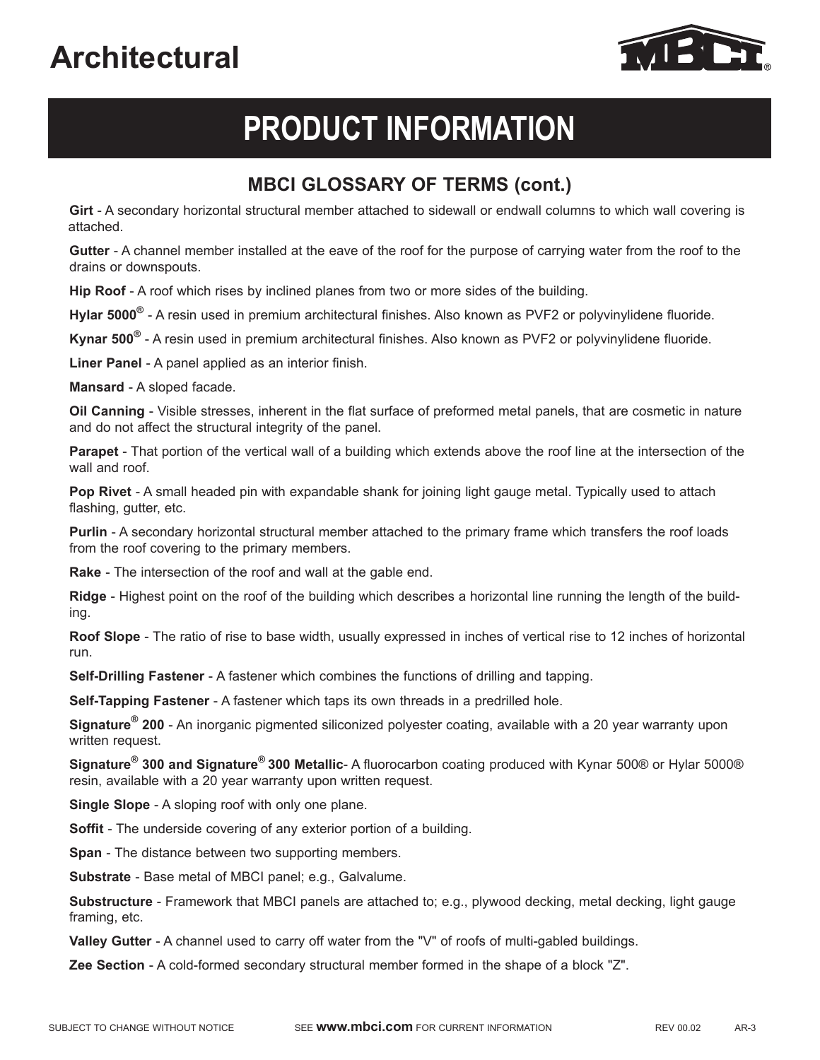# Architectural

## PRODUCT INFORMATION

### MBCI GLOSSARY OF TERMS (cont.)

**Girt** - A secondary horizontal structural member attached to sidewall or endwall columns to which wall covering is attached.

**Gutter** - A channel member installed at the eave of the roof for the purpose of carrying water from the roof to the drains or downspouts.

**Hip Roof** - A roof which rises by inclined planes from two or more sides of the building.

**Hylar 5000®** - A resin used in premium architectural finishes. Also known as PVF2 or polyvinylidene fluoride.

**Kynar 500®** - A resin used in premium architectural finishes. Also known as PVF2 or polyvinylidene fluoride.

**Liner Panel** - A panel applied as an interior finish.

**Mansard** - A sloped facade.

**Oil Canning** - Visible stresses, inherent in the flat surface of preformed metal panels, that are cosmetic in nature and do not affect the structural integrity of the panel.

**Parapet** - That portion of the vertical wall of a building which extends above the roof line at the intersection of the wall and roof.

**Pop Rivet** - A small headed pin with expandable shank for joining light gauge metal. Typically used to attach flashing, gutter, etc.

**Purlin** - A secondary horizontal structural member attached to the primary frame which transfers the roof loads from the roof covering to the primary members.

**Rake** - The intersection of the roof and wall at the gable end.

**Ridge** - Highest point on the roof of the building which describes a horizontal line running the length of the building.

**Roof Slope** - The ratio of rise to base width, usually expressed in inches of vertical rise to 12 inches of horizontal run.

**Self-Drilling Fastener** - A fastener which combines the functions of drilling and tapping.

**Self-Tapping Fastener** - A fastener which taps its own threads in a predrilled hole.

**Signature® 200** - An inorganic pigmented siliconized polyester coating, available with a 20 year warranty upon written request.

**Signature® 300 and Signature® 300 Metallic**- A fluorocarbon coating produced with Kynar 500® or Hylar 5000® resin, available with a 20 year warranty upon written request.

**Single Slope** - A sloping roof with only one plane.

**Soffit** - The underside covering of any exterior portion of a building.

**Span** - The distance between two supporting members.

**Substrate** - Base metal of MBCI panel; e.g., Galvalume.

**Substructure** - Framework that MBCI panels are attached to; e.g., plywood decking, metal decking, light gauge framing, etc.

**Valley Gutter** - A channel used to carry off water from the "V" of roofs of multi-gabled buildings.

**Zee Section** - A cold-formed secondary structural member formed in the shape of a block "Z".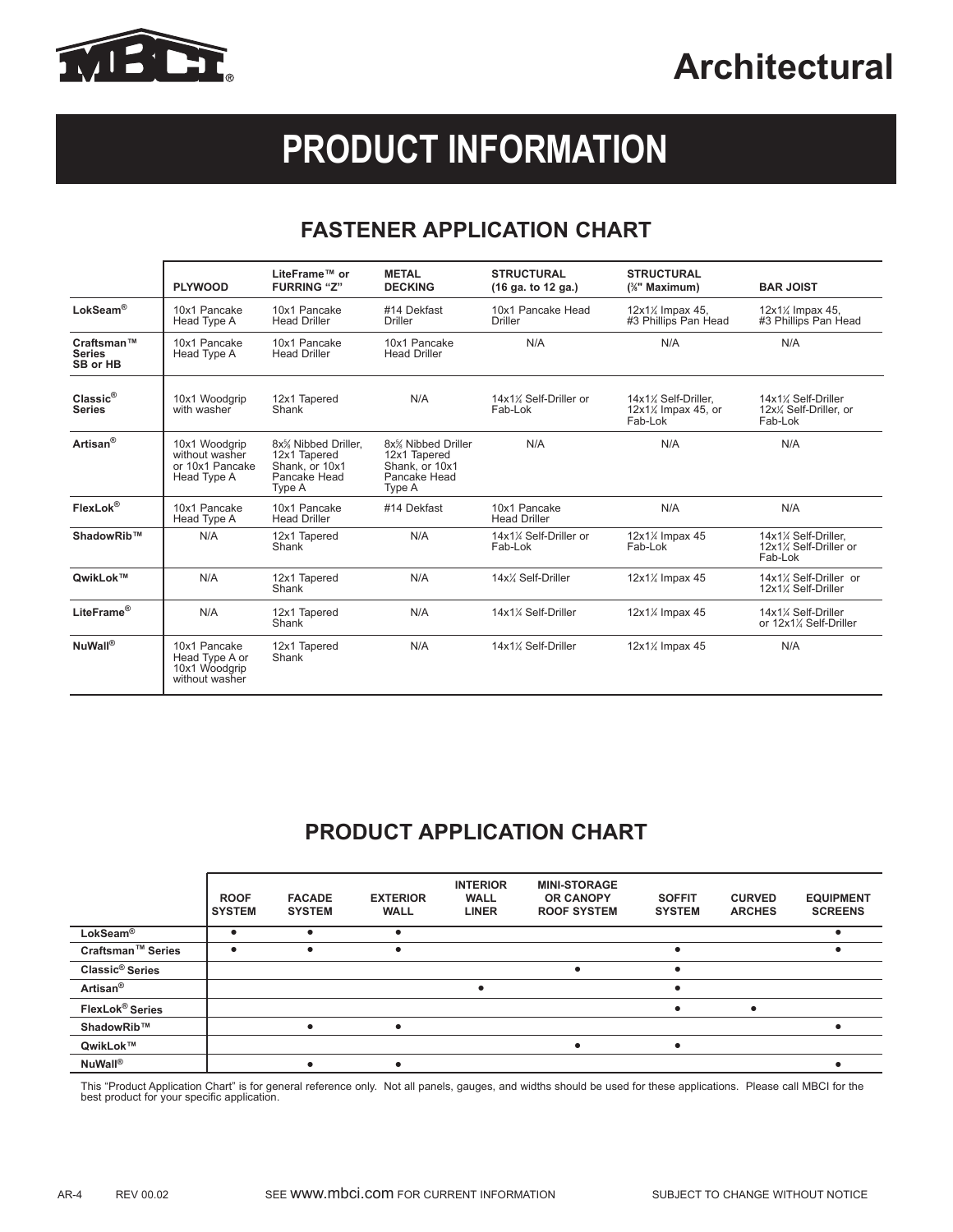# Architectural

# PRODUCT INFORMATION

## FASTENER APPLICATION CHART

| | PLYWOOD | LiteFrame™ or FURRING "Z" | METAL DECKING | STRUCTURAL (16 ga. to 12 ga.) | STRUCTURAL (⅜" Maximum) | BAR JOIST |
|---|---|---|---|---|---|---|
| **LokSeam®** | 10x1 Pancake Head Type A | 10x1 Pancake Head Driller | #14 Dekfast Driller | 10x1 Pancake Head Driller | 12x1¼ Impax 45, #3 Phillips Pan Head | 12x1¼ Impax 45, #3 Phillips Pan Head |
| **Craftsman™ Series SB or HB** | 10x1 Pancake Head Type A | 10x1 Pancake Head Driller | 10x1 Pancake Head Driller | N/A | N/A | N/A |
| **Classic® Series** | 10x1 Woodgrip with washer | 12x1 Tapered Shank | N/A | 14x1¼ Self-Driller or Fab-Lok | 14x1¼ Self-Driller, 12x1¼ Impax 45, or Fab-Lok | 14x1¼ Self-Driller 12x¼ Self-Driller, or Fab-Lok |
| **Artisan®** | 10x1 Woodgrip without washer or 10x1 Pancake Head Type A | 8x⅝ Nibbed Driller, 12x1 Tapered Shank, or 10x1 Pancake Head Type A | 8x⅝ Nibbed Driller 12x1 Tapered Shank, or 10x1 Pancake Head Type A | N/A | N/A | N/A |
| **FlexLok®** | 10x1 Pancake Head Type A | 10x1 Pancake Head Driller | #14 Dekfast | 10x1 Pancake Head Driller | N/A | N/A |
| **ShadowRib™** | N/A | 12x1 Tapered Shank | N/A | 14x1¼ Self-Driller or Fab-Lok | 12x1¼ Impax 45 Fab-Lok | 14x1¼ Self-Driller, 12x1¼ Self-Driller or Fab-Lok |
| **QwikLok™** | N/A | 12x1 Tapered Shank | N/A | 14x¼ Self-Driller | 12x1¼ Impax 45 | 14x1¼ Self-Driller or 12x1¼ Self-Driller |
| **LiteFrame®** | N/A | 12x1 Tapered Shank | N/A | 14x1¼ Self-Driller | 12x1¼ Impax 45 | 14x1¼ Self-Driller or 12x1¼ Self-Driller |
| **NuWall®** | 10x1 Pancake Head Type A or 10x1 Woodgrip without washer | 12x1 Tapered Shank | N/A | 14x1¼ Self-Driller | 12x1¼ Impax 45 | N/A |

## PRODUCT APPLICATION CHART

| | ROOF SYSTEM | FACADE SYSTEM | EXTERIOR WALL | INTERIOR WALL LINER | MINI-STORAGE OR CANOPY ROOF SYSTEM | SOFFIT SYSTEM | CURVED ARCHES | EQUIPMENT SCREENS |
|---|---|---|---|---|---|---|---|---|
| **LokSeam®** | ● | ● | ● | | | | | ● |
| **Craftsman™ Series** | ● | ● | ● | | | ● | | ● |
| **Classic® Series** | | | | | ● | ● | | |
| **Artisan®** | | | | ● | | ● | | |
| **FlexLok® Series** | | | | | | ● | ● | |
| **ShadowRib™** | | ● | ● | | | | | ● |
| **QwikLok™** | | | | | ● | ● | | |
| **NuWall®** | | ● | ● | | | | | ● |

This "Product Application Chart" is for general reference only. Not all panels, gauges, and widths should be used for these applications. Please call MBCI for the best product for your specific application.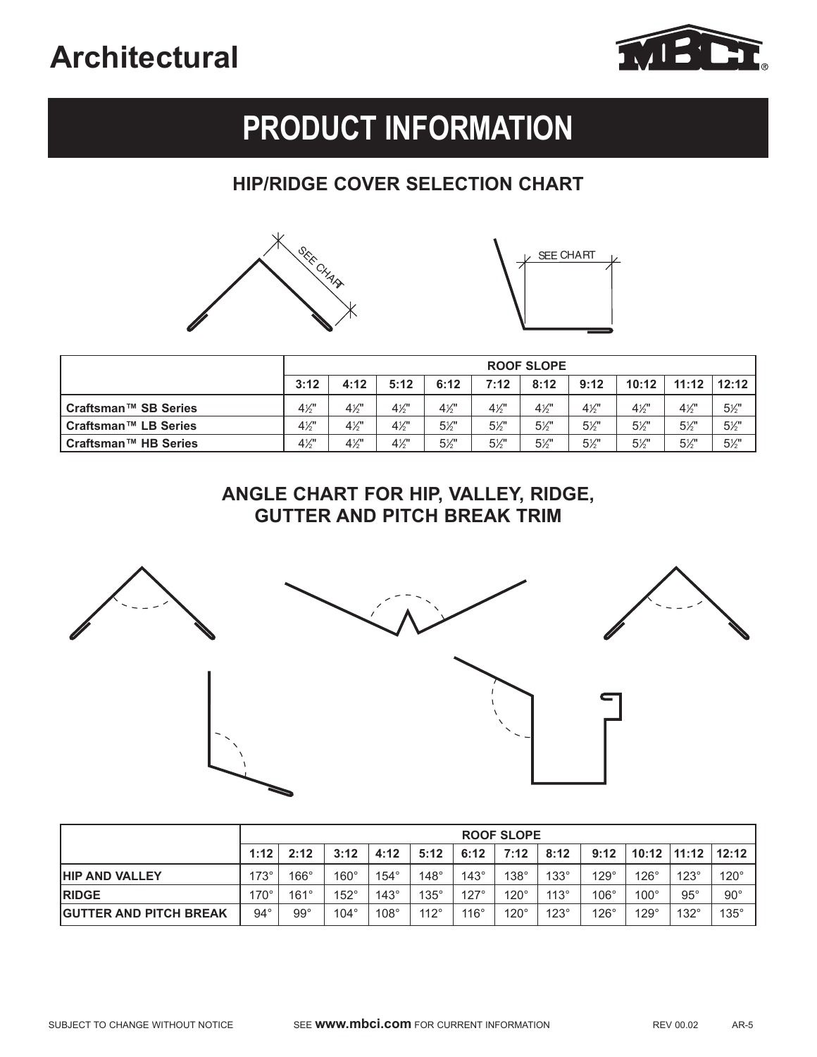# Architectural

## PRODUCT INFORMATION

### HIP/RIDGE COVER SELECTION CHART

SEE CHART

SEE CHART

| | ROOF SLOPE | | | | | | | | | |
|---|---|---|---|---|---|---|---|---|---|---|
| | 3:12 | 4:12 | 5:12 | 6:12 | 7:12 | 8:12 | 9:12 | 10:12 | 11:12 | 12:12 |
| Craftsman™ SB Series | 4½" | 4½" | 4½" | 4½" | 4½" | 4½" | 4½" | 4½" | 4½" | 5½" |
| Craftsman™ LB Series | 4½" | 4½" | 4½" | 5½" | 5½" | 5½" | 5½" | 5½" | 5½" | 5½" |
| Craftsman™ HB Series | 4½" | 4½" | 4½" | 5½" | 5½" | 5½" | 5½" | 5½" | 5½" | 5½" |

### ANGLE CHART FOR HIP, VALLEY, RIDGE, GUTTER AND PITCH BREAK TRIM

| | ROOF SLOPE | | | | | | | | | | | |
|---|---|---|---|---|---|---|---|---|---|---|---|---|
| | 1:12 | 2:12 | 3:12 | 4:12 | 5:12 | 6:12 | 7:12 | 8:12 | 9:12 | 10:12 | 11:12 | 12:12 |
| **HIP AND VALLEY** | 173° | 166° | 160° | 154° | 148° | 143° | 138° | 133° | 129° | 126° | 123° | 120° |
| **RIDGE** | 170° | 161° | 152° | 143° | 135° | 127° | 120° | 113° | 106° | 100° | 95° | 90° |
| **GUTTER AND PITCH BREAK** | 94° | 99° | 104° | 108° | 112° | 116° | 120° | 123° | 126° | 129° | 132° | 135° |

SUBJECT TO CHANGE WITHOUT NOTICE SEE **www.mbci.com** FOR CURRENT INFORMATION REV 00.02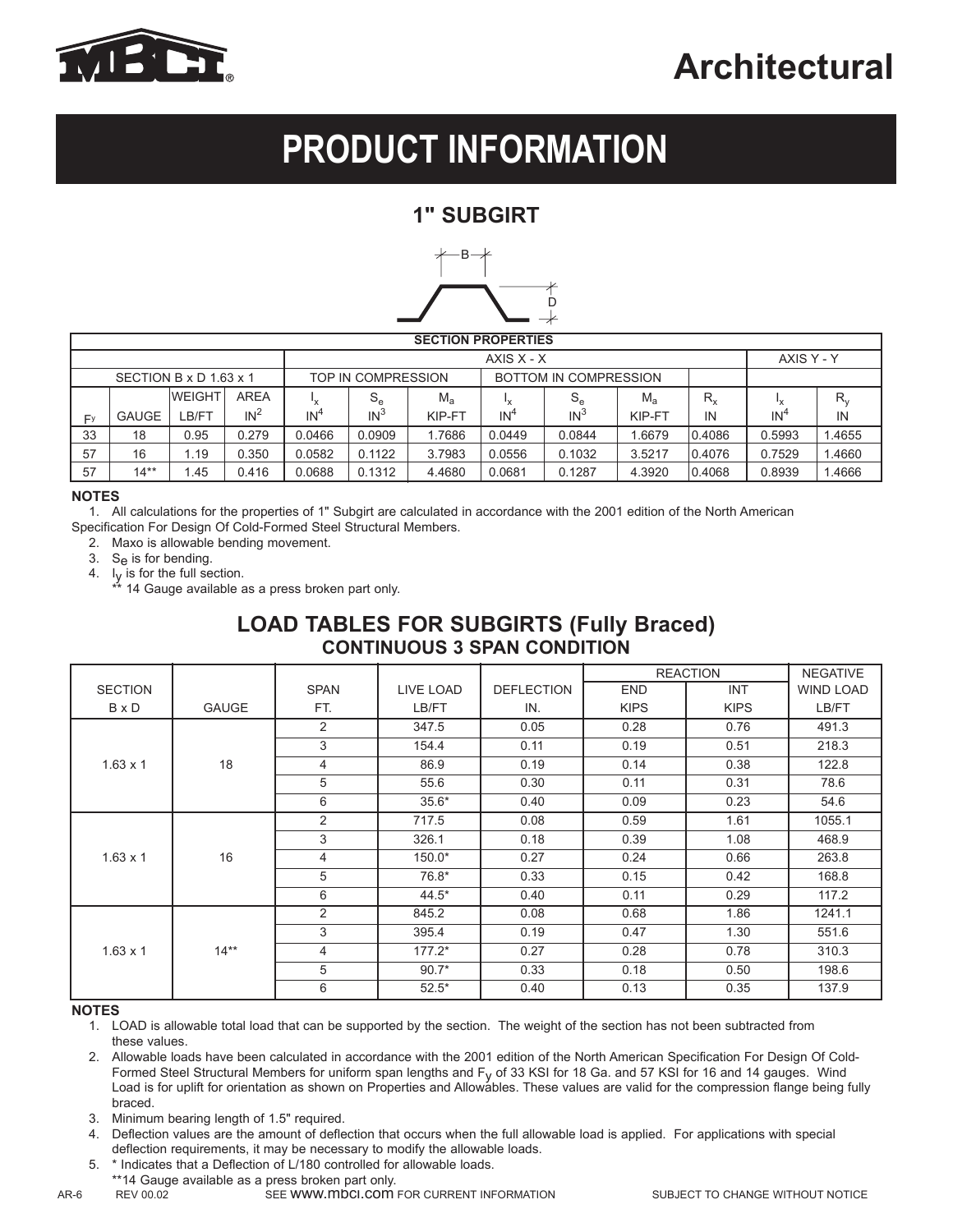# Architectural

# PRODUCT INFORMATION

## 1" SUBGIRT

B

D

| SECTION PROPERTIES | | | | | | | | | | | | |
|---|---|---|---|---|---|---|---|---|---|---|---|---|
| | | | | AXIS X - X | | | | | | | AXIS Y - Y | |
| SECTION B x D 1.63 x 1 | | | | TOP IN COMPRESSION | | | BOTTOM IN COMPRESSION | | | | | |
| $F_y$ | GAUGE | WEIGHT LB/FT | AREA $IN^2$ | $I_x$ $IN^4$ | $S_e$ $IN^3$ | $M_a$ KIP-FT | $I_x$ $IN^4$ | $S_e$ $IN^3$ | $M_a$ KIP-FT | $R_x$ IN | $I_x$ $IN^4$ | $R_y$ IN |
| 33 | 18 | 0.95 | 0.279 | 0.0466 | 0.0909 | 1.7686 | 0.0449 | 0.0844 | 1.6679 | 0.4086 | 0.5993 | 1.4655 |
| 57 | 16 | 1.19 | 0.350 | 0.0582 | 0.1122 | 3.7983 | 0.0556 | 0.1032 | 3.5217 | 0.4076 | 0.7529 | 1.4660 |
| 57 | 14** | 1.45 | 0.416 | 0.0688 | 0.1312 | 4.4680 | 0.0681 | 0.1287 | 4.3920 | 0.4068 | 0.8939 | 1.4666 |

**NOTES**

1. All calculations for the properties of 1" Subgirt are calculated in accordance with the 2001 edition of the North American Specification For Design Of Cold-Formed Steel Structural Members.
2. Maxo is allowable bending movement.
3. $S_e$ is for bending.
4. $I_y$ is for the full section.

** 14 Gauge available as a press broken part only.

## LOAD TABLES FOR SUBGIRTS (Fully Braced)
### CONTINUOUS 3 SPAN CONDITION

| SECTION B x D | GAUGE | SPAN FT. | LIVE LOAD LB/FT | DEFLECTION IN. | REACTION END KIPS | REACTION INT KIPS | NEGATIVE WIND LOAD LB/FT |
|---|---|---|---|---|---|---|---|
| 1.63 x 1 | 18 | 2 | 347.5 | 0.05 | 0.28 | 0.76 | 491.3 |
| | | 3 | 154.4 | 0.11 | 0.19 | 0.51 | 218.3 |
| | | 4 | 86.9 | 0.19 | 0.14 | 0.38 | 122.8 |
| | | 5 | 55.6 | 0.30 | 0.11 | 0.31 | 78.6 |
| | | 6 | 35.6* | 0.40 | 0.09 | 0.23 | 54.6 |
| 1.63 x 1 | 16 | 2 | 717.5 | 0.08 | 0.59 | 1.61 | 1055.1 |
| | | 3 | 326.1 | 0.18 | 0.39 | 1.08 | 468.9 |
| | | 4 | 150.0* | 0.27 | 0.24 | 0.66 | 263.8 |
| | | 5 | 76.8* | 0.33 | 0.15 | 0.42 | 168.8 |
| | | 6 | 44.5* | 0.40 | 0.11 | 0.29 | 117.2 |
| 1.63 x 1 | 14** | 2 | 845.2 | 0.08 | 0.68 | 1.86 | 1241.1 |
| | | 3 | 395.4 | 0.19 | 0.47 | 1.30 | 551.6 |
| | | 4 | 177.2* | 0.27 | 0.28 | 0.78 | 310.3 |
| | | 5 | 90.7* | 0.33 | 0.18 | 0.50 | 198.6 |
| | | 6 | 52.5* | 0.40 | 0.13 | 0.35 | 137.9 |

**NOTES**

1. LOAD is allowable total load that can be supported by the section. The weight of the section has not been subtracted from these values.
2. Allowable loads have been calculated in accordance with the 2001 edition of the North American Specification For Design Of Cold-Formed Steel Structural Members for uniform span lengths and $F_y$ of 33 KSI for 18 Ga. and 57 KSI for 16 and 14 gauges. Wind Load is for uplift for orientation as shown on Properties and Allowables. These values are valid for the compression flange being fully braced.
3. Minimum bearing length of 1.5" required.
4. Deflection values are the amount of deflection that occurs when the full allowable load is applied. For applications with special deflection requirements, it may be necessary to modify the allowable loads.
5. * Indicates that a Deflection of L/180 controlled for allowable loads.

**14 Gauge available as a press broken part only.

AR-6 REV 00.02 SEE WWW.MBCI.COM FOR CURRENT INFORMATION SUBJECT TO CHANGE WITHOUT NOTICE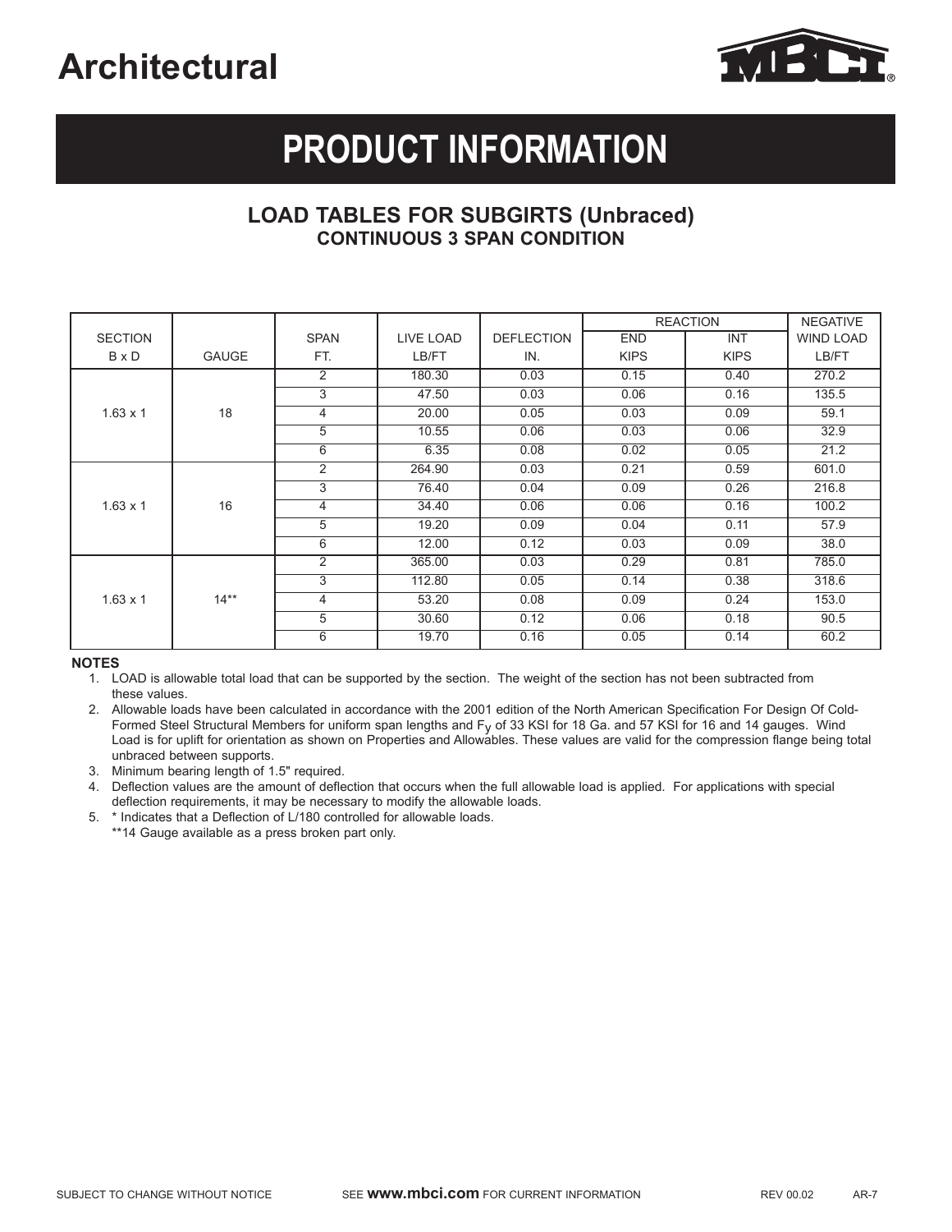# Architectural

## PRODUCT INFORMATION

### LOAD TABLES FOR SUBGIRTS (Unbraced)
#### CONTINUOUS 3 SPAN CONDITION

| SECTION | | SPAN | LIVE LOAD | DEFLECTION | REACTION | | NEGATIVE |
|---|---|---|---|---|---|---|---|
| | | | | | END | INT | WIND LOAD |
| B x D | GAUGE | FT. | LB/FT | IN. | KIPS | KIPS | LB/FT |
| 1.63 x 1 | 18 | 2 | 180.30 | 0.03 | 0.15 | 0.40 | 270.2 |
| | | 3 | 47.50 | 0.03 | 0.06 | 0.16 | 135.5 |
| | | 4 | 20.00 | 0.05 | 0.03 | 0.09 | 59.1 |
| | | 5 | 10.55 | 0.06 | 0.03 | 0.06 | 32.9 |
| | | 6 | 6.35 | 0.08 | 0.02 | 0.05 | 21.2 |
| 1.63 x 1 | 16 | 2 | 264.90 | 0.03 | 0.21 | 0.59 | 601.0 |
| | | 3 | 76.40 | 0.04 | 0.09 | 0.26 | 216.8 |
| | | 4 | 34.40 | 0.06 | 0.06 | 0.16 | 100.2 |
| | | 5 | 19.20 | 0.09 | 0.04 | 0.11 | 57.9 |
| | | 6 | 12.00 | 0.12 | 0.03 | 0.09 | 38.0 |
| 1.63 x 1 | 14** | 2 | 365.00 | 0.03 | 0.29 | 0.81 | 785.0 |
| | | 3 | 112.80 | 0.05 | 0.14 | 0.38 | 318.6 |
| | | 4 | 53.20 | 0.08 | 0.09 | 0.24 | 153.0 |
| | | 5 | 30.60 | 0.12 | 0.06 | 0.18 | 90.5 |
| | | 6 | 19.70 | 0.16 | 0.05 | 0.14 | 60.2 |

**NOTES**

1. LOAD is allowable total load that can be supported by the section. The weight of the section has not been subtracted from these values.
2. Allowable loads have been calculated in accordance with the 2001 edition of the North American Specification For Design Of Cold-Formed Steel Structural Members for uniform span lengths and $F_y$ of 33 KSI for 18 Ga. and 57 KSI for 16 and 14 gauges. Wind Load is for uplift for orientation as shown on Properties and Allowables. These values are valid for the compression flange being total unbraced between supports.
3. Minimum bearing length of 1.5" required.
4. Deflection values are the amount of deflection that occurs when the full allowable load is applied. For applications with special deflection requirements, it may be necessary to modify the allowable loads.
5. * Indicates that a Deflection of L/180 controlled for allowable loads.
   **14 Gauge available as a press broken part only.

SUBJECT TO CHANGE WITHOUT NOTICE    SEE **www.mbci.com** FOR CURRENT INFORMATION    REV 00.02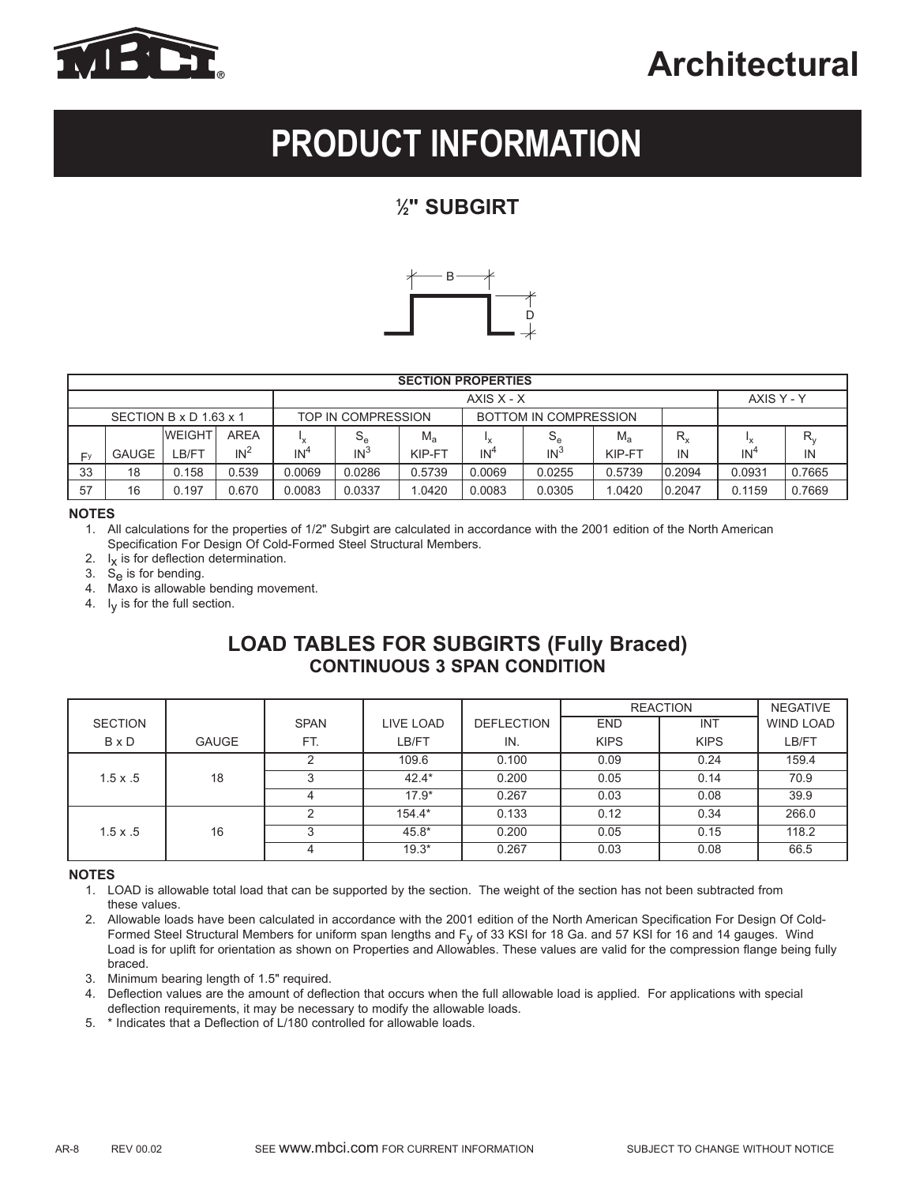# Architectural

# PRODUCT INFORMATION

## ½" SUBGIRT

| SECTION PROPERTIES | | | | | | | | | | | | |
|---|---|---|---|---|---|---|---|---|---|---|---|---|
| | | | | AXIS X - X | | | | | | | AXIS Y - Y | |
| SECTION B x D 1.63 x 1 | | | | TOP IN COMPRESSION | | | BOTTOM IN COMPRESSION | | | | | |
| $F_y$ | GAUGE | WEIGHT LB/FT | AREA $IN^2$ | $I_x$ $IN^4$ | $S_e$ $IN^3$ | $M_a$ KIP-FT | $I_x$ $IN^4$ | $S_e$ $IN^3$ | $M_a$ KIP-FT | $R_x$ IN | $I_x$ $IN^4$ | $R_y$ IN |
| 33 | 18 | 0.158 | 0.539 | 0.0069 | 0.0286 | 0.5739 | 0.0069 | 0.0255 | 0.5739 | 0.2094 | 0.0931 | 0.7665 |
| 57 | 16 | 0.197 | 0.670 | 0.0083 | 0.0337 | 1.0420 | 0.0083 | 0.0305 | 1.0420 | 0.2047 | 0.1159 | 0.7669 |

**NOTES**

1. All calculations for the properties of 1/2" Subgirt are calculated in accordance with the 2001 edition of the North American Specification For Design Of Cold-Formed Steel Structural Members.
2. $I_x$ is for deflection determination.
3. $S_e$ is for bending.
4. Maxo is allowable bending movement.
4. $I_y$ is for the full section.

## LOAD TABLES FOR SUBGIRTS (Fully Braced)
### CONTINUOUS 3 SPAN CONDITION

| SECTION B x D | GAUGE | SPAN FT. | LIVE LOAD LB/FT | DEFLECTION IN. | REACTION END KIPS | REACTION INT KIPS | NEGATIVE WIND LOAD LB/FT |
|---|---|---|---|---|---|---|---|
| 1.5 x .5 | 18 | 2 | 109.6 | 0.100 | 0.09 | 0.24 | 159.4 |
| | | 3 | 42.4* | 0.200 | 0.05 | 0.14 | 70.9 |
| | | 4 | 17.9* | 0.267 | 0.03 | 0.08 | 39.9 |
| 1.5 x .5 | 16 | 2 | 154.4* | 0.133 | 0.12 | 0.34 | 266.0 |
| | | 3 | 45.8* | 0.200 | 0.05 | 0.15 | 118.2 |
| | | 4 | 19.3* | 0.267 | 0.03 | 0.08 | 66.5 |

**NOTES**

1. LOAD is allowable total load that can be supported by the section. The weight of the section has not been subtracted from these values.
2. Allowable loads have been calculated in accordance with the 2001 edition of the North American Specification For Design Of Cold-Formed Steel Structural Members for uniform span lengths and $F_y$ of 33 KSI for 18 Ga. and 57 KSI for 16 and 14 gauges. Wind Load is for uplift for orientation as shown on Properties and Allowables. These values are valid for the compression flange being fully braced.
3. Minimum bearing length of 1.5" required.
4. Deflection values are the amount of deflection that occurs when the full allowable load is applied. For applications with special deflection requirements, it may be necessary to modify the allowable loads.
5. * Indicates that a Deflection of L/180 controlled for allowable loads.

AR-8 REV 00.02 SEE www.mbci.com FOR CURRENT INFORMATION SUBJECT TO CHANGE WITHOUT NOTICE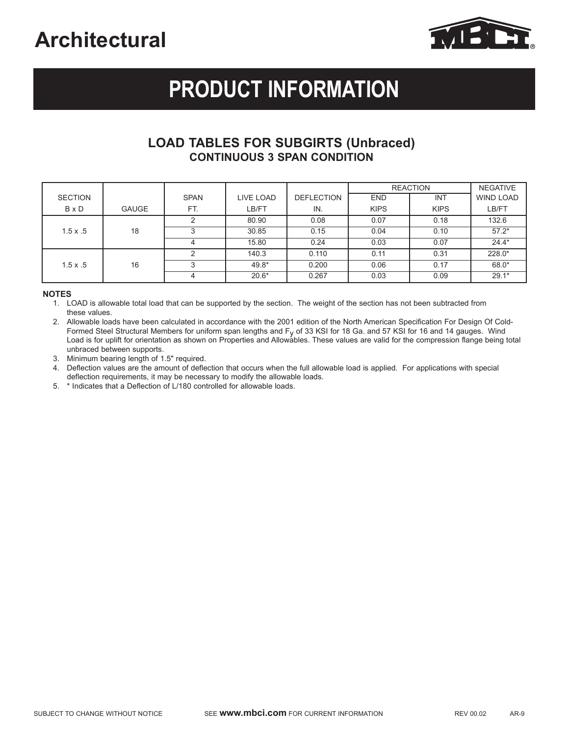# Architectural

# PRODUCT INFORMATION

## LOAD TABLES FOR SUBGIRTS (Unbraced)

### CONTINUOUS 3 SPAN CONDITION

| SECTION B x D | GAUGE | SPAN FT. | LIVE LOAD LB/FT | DEFLECTION IN. | REACTION END KIPS | REACTION INT KIPS | NEGATIVE WIND LOAD LB/FT |
|---|---|---|---|---|---|---|---|
| 1.5 x .5 | 18 | 2 | 80.90 | 0.08 | 0.07 | 0.18 | 132.6 |
| | | 3 | 30.85 | 0.15 | 0.04 | 0.10 | 57.2* |
| | | 4 | 15.80 | 0.24 | 0.03 | 0.07 | 24.4* |
| 1.5 x .5 | 16 | 2 | 140.3 | 0.110 | 0.11 | 0.31 | 228.0* |
| | | 3 | 49.8* | 0.200 | 0.06 | 0.17 | 68.0* |
| | | 4 | 20.6* | 0.267 | 0.03 | 0.09 | 29.1* |

**NOTES**

1. LOAD is allowable total load that can be supported by the section. The weight of the section has not been subtracted from these values.
2. Allowable loads have been calculated in accordance with the 2001 edition of the North American Specification For Design Of Cold-Formed Steel Structural Members for uniform span lengths and $F_y$ of 33 KSI for 18 Ga. and 57 KSI for 16 and 14 gauges. Wind Load is for uplift for orientation as shown on Properties and Allowables. These values are valid for the compression flange being total unbraced between supports.
3. Minimum bearing length of 1.5" required.
4. Deflection values are the amount of deflection that occurs when the full allowable load is applied. For applications with special deflection requirements, it may be necessary to modify the allowable loads.
5. * Indicates that a Deflection of L/180 controlled for allowable loads.

SUBJECT TO CHANGE WITHOUT NOTICE SEE **www.mbci.com** FOR CURRENT INFORMATION REV 00.02 AR-9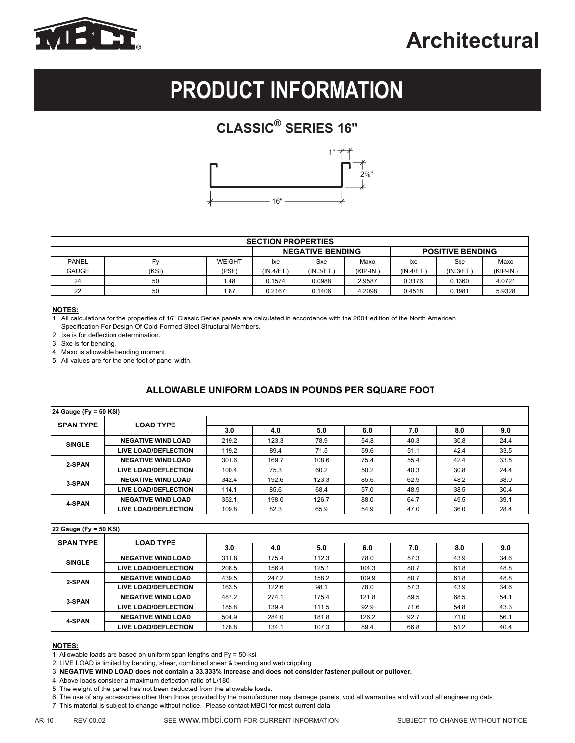# Architectural

# PRODUCT INFORMATION

## CLASSIC® SERIES 16"

1" 2⅞" 16"

| SECTION PROPERTIES | | | | | | | | |
|---|---|---|---|---|---|---|---|---|
| | | | NEGATIVE BENDING | | | POSITIVE BENDING | | |
| PANEL | Fy | WEIGHT | Ixe | Sxe | Maxo | Ixe | Sxe | Maxo |
| GAUGE | (KSI) | (PSF) | (IN.4/FT.) | (IN.3/FT.) | (KIP-IN.) | (IN.4/FT.) | (IN.3/FT.) | (KIP-IN.) |
| 24 | 50 | 1.48 | 0.1574 | 0.0988 | 2.9587 | 0.3176 | 0.1360 | 4.0721 |
| 22 | 50 | 1.87 | 0.2167 | 0.1406 | 4.2098 | 0.4518 | 0.1981 | 5.9328 |

**NOTES:**

1. All calculations for the properties of 16" Classic Series panels are calculated in accordance with the 2001 edition of the North American Specification For Design Of Cold-Formed Steel Structural Members.
2. Ixe is for deflection determination.
3. Sxe is for bending.
4. Maxo is allowable bending moment.
5. All values are for the one foot of panel width.

### ALLOWABLE UNIFORM LOADS IN POUNDS PER SQUARE FOOT

| 24 Gauge (Fy = 50 KSI) | | | | | | | | |
|---|---|---|---|---|---|---|---|---|
| SPAN TYPE | LOAD TYPE | 3.0 | 4.0 | 5.0 | 6.0 | 7.0 | 8.0 | 9.0 |
| SINGLE | NEGATIVE WIND LOAD | 219.2 | 123.3 | 78.9 | 54.8 | 40.3 | 30.8 | 24.4 |
| | LIVE LOAD/DEFLECTION | 119.2 | 89.4 | 71.5 | 59.6 | 51.1 | 42.4 | 33.5 |
| 2-SPAN | NEGATIVE WIND LOAD | 301.6 | 169.7 | 108.6 | 75.4 | 55.4 | 42.4 | 33.5 |
| | LIVE LOAD/DEFLECTION | 100.4 | 75.3 | 60.2 | 50.2 | 40.3 | 30.8 | 24.4 |
| 3-SPAN | NEGATIVE WIND LOAD | 342.4 | 192.6 | 123.3 | 85.6 | 62.9 | 48.2 | 38.0 |
| | LIVE LOAD/DEFLECTION | 114.1 | 85.6 | 68.4 | 57.0 | 48.9 | 38.5 | 30.4 |
| 4-SPAN | NEGATIVE WIND LOAD | 352.1 | 198.0 | 126.7 | 88.0 | 64.7 | 49.5 | 39.1 |
| | LIVE LOAD/DEFLECTION | 109.8 | 82.3 | 65.9 | 54.9 | 47.0 | 36.0 | 28.4 |

| 22 Gauge (Fy = 50 KSI) | | | | | | | | |
|---|---|---|---|---|---|---|---|---|
| SPAN TYPE | LOAD TYPE | 3.0 | 4.0 | 5.0 | 6.0 | 7.0 | 8.0 | 9.0 |
| SINGLE | NEGATIVE WIND LOAD | 311.8 | 175.4 | 112.3 | 78.0 | 57.3 | 43.9 | 34.6 |
| | LIVE LOAD/DEFLECTION | 208.5 | 156.4 | 125.1 | 104.3 | 80.7 | 61.8 | 48.8 |
| 2-SPAN | NEGATIVE WIND LOAD | 439.5 | 247.2 | 158.2 | 109.9 | 80.7 | 61.8 | 48.8 |
| | LIVE LOAD/DEFLECTION | 163.5 | 122.6 | 98.1 | 78.0 | 57.3 | 43.9 | 34.6 |
| 3-SPAN | NEGATIVE WIND LOAD | 487.2 | 274.1 | 175.4 | 121.8 | 89.5 | 68.5 | 54.1 |
| | LIVE LOAD/DEFLECTION | 185.8 | 139.4 | 111.5 | 92.9 | 71.6 | 54.8 | 43.3 |
| 4-SPAN | NEGATIVE WIND LOAD | 504.9 | 284.0 | 181.8 | 126.2 | 92.7 | 71.0 | 56.1 |
| | LIVE LOAD/DEFLECTION | 178.8 | 134.1 | 107.3 | 89.4 | 66.8 | 51.2 | 40.4 |

**NOTES:**

1. Allowable loads are based on uniform span lengths and Fy = 50-ksi.
2. LIVE LOAD is limited by bending, shear, combined shear & bending and web crippling
3. **NEGATIVE WIND LOAD does not contain a 33.333% increase and does not consider fastener pullout or pullover.**
4. Above loads consider a maximum deflection ratio of L/180.
5. The weight of the panel has not been deducted from the allowable loads.
6. The use of any accessories other than those provided by the manufacturer may damage panels, void all warranties and will void all engineering data
7. This material is subject to change without notice. Please contact MBCI for most current data.

AR-10 REV 00.02 SEE www.mbci.com FOR CURRENT INFORMATION SUBJECT TO CHANGE WITHOUT NOTICE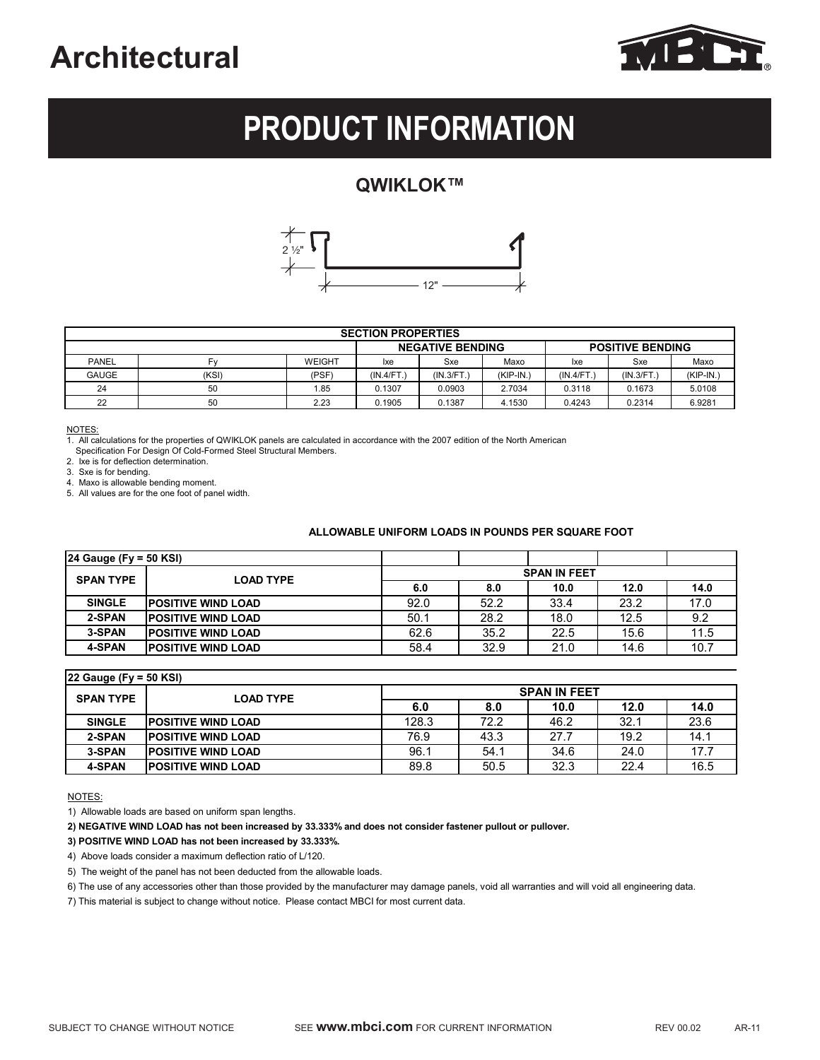# Architectural

# PRODUCT INFORMATION

## QWIKLOK™

2 ½"

12"

| SECTION PROPERTIES | | | | | | | | |
|---|---|---|---|---|---|---|---|---|
| | | | NEGATIVE BENDING | | | POSITIVE BENDING | | |
| PANEL | Fy | WEIGHT | Ixe | Sxe | Maxo | Ixe | Sxe | Maxo |
| GAUGE | (KSI) | (PSF) | (IN.4/FT.) | (IN.3/FT.) | (KIP-IN.) | (IN.4/FT.) | (IN.3/FT.) | (KIP-IN.) |
| 24 | 50 | 1.85 | 0.1307 | 0.0903 | 2.7034 | 0.3118 | 0.1673 | 5.0108 |
| 22 | 50 | 2.23 | 0.1905 | 0.1387 | 4.1530 | 0.4243 | 0.2314 | 6.9281 |

NOTES:

1. All calculations for the properties of QWIKLOK panels are calculated in accordance with the 2007 edition of the North American Specification For Design Of Cold-Formed Steel Structural Members.
2. Ixe is for deflection determination.
3. Sxe is for bending.
4. Maxo is allowable bending moment.
5. All values are for the one foot of panel width.

**ALLOWABLE UNIFORM LOADS IN POUNDS PER SQUARE FOOT**

| 24 Gauge (Fy = 50 KSI) | | | | | | |
|---|---|---|---|---|---|---|
| **SPAN TYPE** | **LOAD TYPE** | **SPAN IN FEET** | | | | |
| | | **6.0** | **8.0** | **10.0** | **12.0** | **14.0** |
| **SINGLE** | **POSITIVE WIND LOAD** | 92.0 | 52.2 | 33.4 | 23.2 | 17.0 |
| **2-SPAN** | **POSITIVE WIND LOAD** | 50.1 | 28.2 | 18.0 | 12.5 | 9.2 |
| **3-SPAN** | **POSITIVE WIND LOAD** | 62.6 | 35.2 | 22.5 | 15.6 | 11.5 |
| **4-SPAN** | **POSITIVE WIND LOAD** | 58.4 | 32.9 | 21.0 | 14.6 | 10.7 |

| 22 Gauge (Fy = 50 KSI) | | | | | | |
|---|---|---|---|---|---|---|
| **SPAN TYPE** | **LOAD TYPE** | **SPAN IN FEET** | | | | |
| | | **6.0** | **8.0** | **10.0** | **12.0** | **14.0** |
| **SINGLE** | **POSITIVE WIND LOAD** | 128.3 | 72.2 | 46.2 | 32.1 | 23.6 |
| **2-SPAN** | **POSITIVE WIND LOAD** | 76.9 | 43.3 | 27.7 | 19.2 | 14.1 |
| **3-SPAN** | **POSITIVE WIND LOAD** | 96.1 | 54.1 | 34.6 | 24.0 | 17.7 |
| **4-SPAN** | **POSITIVE WIND LOAD** | 89.8 | 50.5 | 32.3 | 22.4 | 16.5 |

NOTES:

1) Allowable loads are based on uniform span lengths.

**2) NEGATIVE WIND LOAD has not been increased by 33.333% and does not consider fastener pullout or pullover.**

**3) POSITIVE WIND LOAD has not been increased by 33.333%.**

4) Above loads consider a maximum deflection ratio of L/120.

5) The weight of the panel has not been deducted from the allowable loads.

6) The use of any accessories other than those provided by the manufacturer may damage panels, void all warranties and will void all engineering data.

7) This material is subject to change without notice. Please contact MBCI for most current data.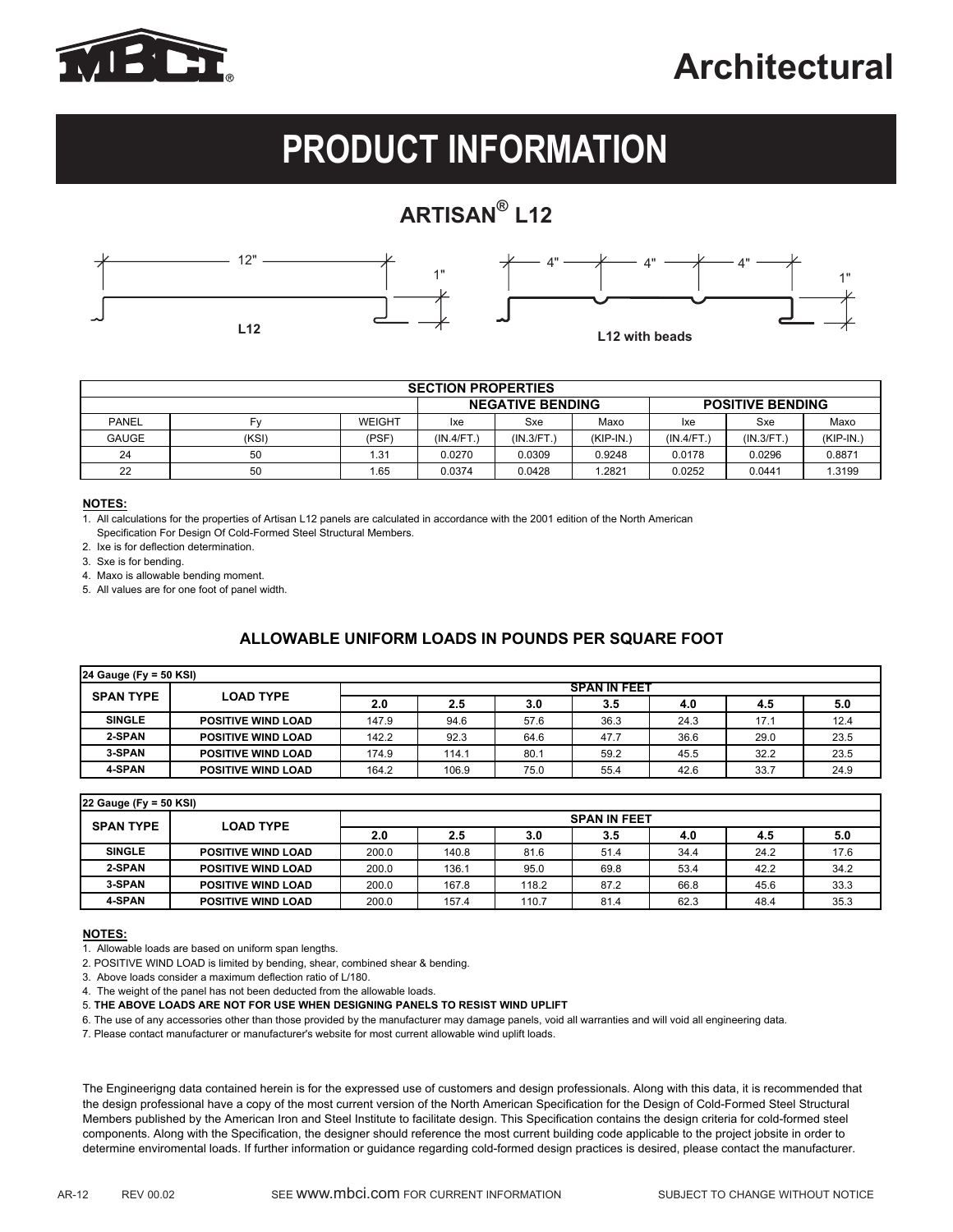# Architectural

# PRODUCT INFORMATION

## ARTISAN® L12

12" 1"

L12

4" 4" 4" 1"

L12 with beads

| SECTION PROPERTIES | | | | | | | | |
|---|---|---|---|---|---|---|---|---|
| | | | NEGATIVE BENDING | | | POSITIVE BENDING | | |
| PANEL | Fy | WEIGHT | Ixe | Sxe | Maxo | Ixe | Sxe | Maxo |
| GAUGE | (KSI) | (PSF) | (IN.4/FT.) | (IN.3/FT.) | (KIP-IN.) | (IN.4/FT.) | (IN.3/FT.) | (KIP-IN.) |
| 24 | 50 | 1.31 | 0.0270 | 0.0309 | 0.9248 | 0.0178 | 0.0296 | 0.8871 |
| 22 | 50 | 1.65 | 0.0374 | 0.0428 | 1.2821 | 0.0252 | 0.0441 | 1.3199 |

**NOTES:**

1. All calculations for the properties of Artisan L12 panels are calculated in accordance with the 2001 edition of the North American Specification For Design Of Cold-Formed Steel Structural Members.
2. Ixe is for deflection determination.
3. Sxe is for bending.
4. Maxo is allowable bending moment.
5. All values are for one foot of panel width.

### ALLOWABLE UNIFORM LOADS IN POUNDS PER SQUARE FOOT

| 24 Gauge (Fy = 50 KSI) | | | | | | | | |
|---|---|---|---|---|---|---|---|---|
| **SPAN TYPE** | **LOAD TYPE** | **SPAN IN FEET** | | | | | | |
| | | **2.0** | **2.5** | **3.0** | **3.5** | **4.0** | **4.5** | **5.0** |
| **SINGLE** | **POSITIVE WIND LOAD** | 147.9 | 94.6 | 57.6 | 36.3 | 24.3 | 17.1 | 12.4 |
| **2-SPAN** | **POSITIVE WIND LOAD** | 142.2 | 92.3 | 64.6 | 47.7 | 36.6 | 29.0 | 23.5 |
| **3-SPAN** | **POSITIVE WIND LOAD** | 174.9 | 114.1 | 80.1 | 59.2 | 45.5 | 32.2 | 23.5 |
| **4-SPAN** | **POSITIVE WIND LOAD** | 164.2 | 106.9 | 75.0 | 55.4 | 42.6 | 33.7 | 24.9 |

| 22 Gauge (Fy = 50 KSI) | | | | | | | | |
|---|---|---|---|---|---|---|---|---|
| **SPAN TYPE** | **LOAD TYPE** | **SPAN IN FEET** | | | | | | |
| | | **2.0** | **2.5** | **3.0** | **3.5** | **4.0** | **4.5** | **5.0** |
| **SINGLE** | **POSITIVE WIND LOAD** | 200.0 | 140.8 | 81.6 | 51.4 | 34.4 | 24.2 | 17.6 |
| **2-SPAN** | **POSITIVE WIND LOAD** | 200.0 | 136.1 | 95.0 | 69.8 | 53.4 | 42.2 | 34.2 |
| **3-SPAN** | **POSITIVE WIND LOAD** | 200.0 | 167.8 | 118.2 | 87.2 | 66.8 | 45.6 | 33.3 |
| **4-SPAN** | **POSITIVE WIND LOAD** | 200.0 | 157.4 | 110.7 | 81.4 | 62.3 | 48.4 | 35.3 |

**NOTES:**

1. Allowable loads are based on uniform span lengths.
2. POSITIVE WIND LOAD is limited by bending, shear, combined shear & bending.
3. Above loads consider a maximum deflection ratio of L/180.
4. The weight of the panel has not been deducted from the allowable loads.
5. **THE ABOVE LOADS ARE NOT FOR USE WHEN DESIGNING PANELS TO RESIST WIND UPLIFT**
6. The use of any accessories other than those provided by the manufacturer may damage panels, void all warranties and will void all engineering data.
7. Please contact manufacturer or manufacturer's website for most current allowable wind uplift loads.

The Engineerigng data contained herein is for the expressed use of customers and design professionals. Along with this data, it is recommended that the design professional have a copy of the most current version of the North American Specification for the Design of Cold-Formed Steel Structural Members published by the American Iron and Steel Institute to facilitate design. This Specification contains the design criteria for cold-formed steel components. Along with the Specification, the designer should reference the most current building code applicable to the project jobsite in order to determine enviromental loads. If further information or guidance regarding cold-formed design practices is desired, please contact the manufacturer.

AR-12 REV 00.02 SEE www.mbci.com FOR CURRENT INFORMATION SUBJECT TO CHANGE WITHOUT NOTICE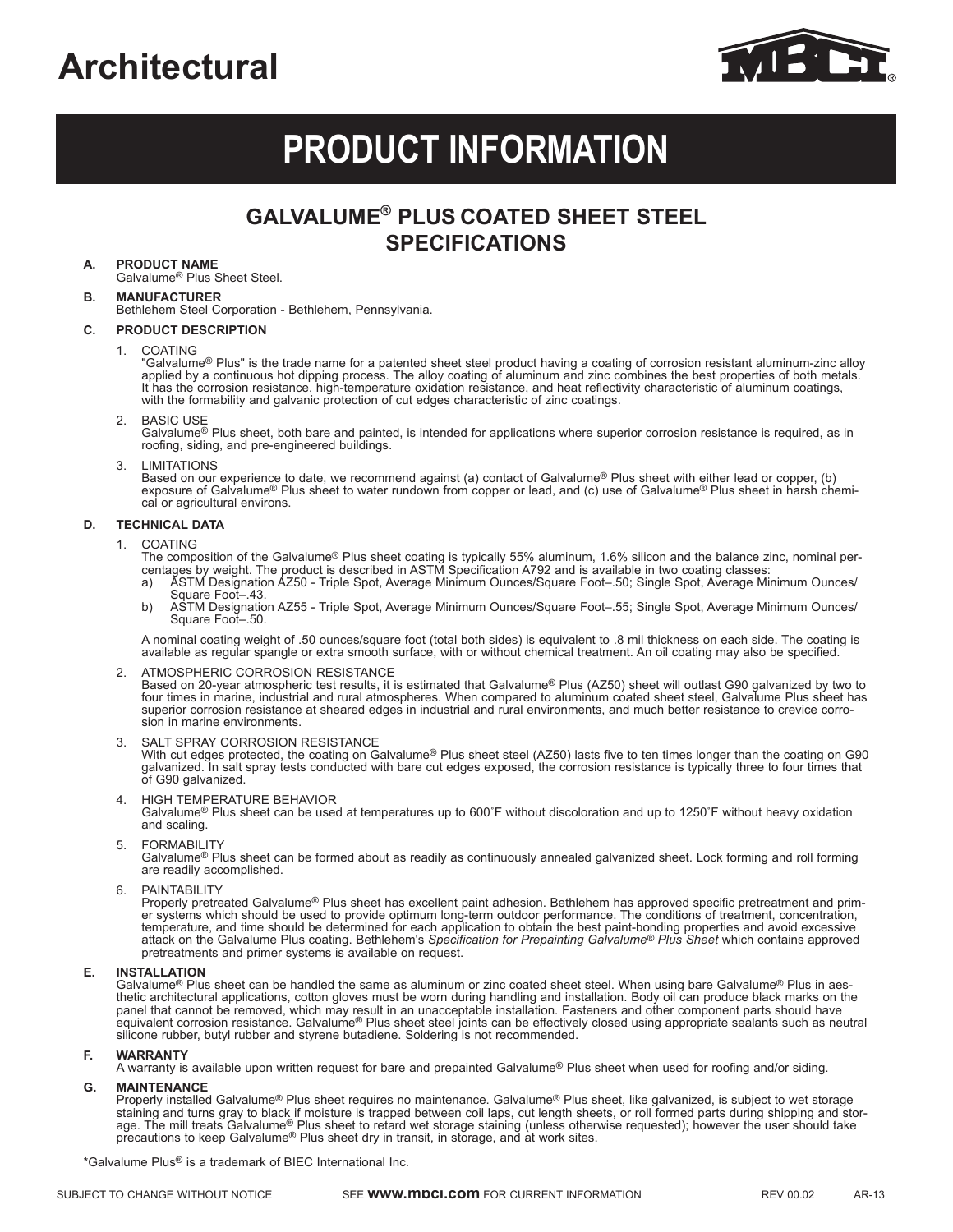# Architectural

# PRODUCT INFORMATION

## GALVALUME® PLUS COATED SHEET STEEL SPECIFICATIONS

**A. PRODUCT NAME**
Galvalume® Plus Sheet Steel.

**B. MANUFACTURER**
Bethlehem Steel Corporation - Bethlehem, Pennsylvania.

**C. PRODUCT DESCRIPTION**

1. COATING
"Galvalume® Plus" is the trade name for a patented sheet steel product having a coating of corrosion resistant aluminum-zinc alloy applied by a continuous hot dipping process. The alloy coating of aluminum and zinc combines the best properties of both metals. It has the corrosion resistance, high-temperature oxidation resistance, and heat reflectivity characteristic of aluminum coatings, with the formability and galvanic protection of cut edges characteristic of zinc coatings.

2. BASIC USE
Galvalume® Plus sheet, both bare and painted, is intended for applications where superior corrosion resistance is required, as in roofing, siding, and pre-engineered buildings.

3. LIMITATIONS
Based on our experience to date, we recommend against (a) contact of Galvalume® Plus sheet with either lead or copper, (b) exposure of Galvalume® Plus sheet to water rundown from copper or lead, and (c) use of Galvalume® Plus sheet in harsh chemical or agricultural environs.

**D. TECHNICAL DATA**

1. COATING
The composition of the Galvalume® Plus sheet coating is typically 55% aluminum, 1.6% silicon and the balance zinc, nominal percentages by weight. The product is described in ASTM Specification A792 and is available in two coating classes:
   a) ASTM Designation AZ50 - Triple Spot, Average Minimum Ounces/Square Foot–.50; Single Spot, Average Minimum Ounces/Square Foot–.43.
   b) ASTM Designation AZ55 - Triple Spot, Average Minimum Ounces/Square Foot–.55; Single Spot, Average Minimum Ounces/Square Foot–.50.

   A nominal coating weight of .50 ounces/square foot (total both sides) is equivalent to .8 mil thickness on each side. The coating is available as regular spangle or extra smooth surface, with or without chemical treatment. An oil coating may also be specified.

2. ATMOSPHERIC CORROSION RESISTANCE
Based on 20-year atmospheric test results, it is estimated that Galvalume® Plus (AZ50) sheet will outlast G90 galvanized by two to four times in marine, industrial and rural atmospheres. When compared to aluminum coated sheet steel, Galvalume Plus sheet has superior corrosion resistance at sheared edges in industrial and rural environments, and much better resistance to crevice corrosion in marine environments.

3. SALT SPRAY CORROSION RESISTANCE
With cut edges protected, the coating on Galvalume® Plus sheet steel (AZ50) lasts five to ten times longer than the coating on G90 galvanized. In salt spray tests conducted with bare cut edges exposed, the corrosion resistance is typically three to four times that of G90 galvanized.

4. HIGH TEMPERATURE BEHAVIOR
Galvalume® Plus sheet can be used at temperatures up to 600˚F without discoloration and up to 1250˚F without heavy oxidation and scaling.

5. FORMABILITY
Galvalume® Plus sheet can be formed about as readily as continuously annealed galvanized sheet. Lock forming and roll forming are readily accomplished.

6. PAINTABILITY
Properly pretreated Galvalume® Plus sheet has excellent paint adhesion. Bethlehem has approved specific pretreatment and primer systems which should be used to provide optimum long-term outdoor performance. The conditions of treatment, concentration, temperature, and time should be determined for each application to obtain the best paint-bonding properties and avoid excessive attack on the Galvalume Plus coating. Bethlehem's *Specification for Prepainting Galvalume® Plus Sheet* which contains approved pretreatments and primer systems is available on request.

**E. INSTALLATION**
Galvalume® Plus sheet can be handled the same as aluminum or zinc coated sheet steel. When using bare Galvalume® Plus in aesthetic architectural applications, cotton gloves must be worn during handling and installation. Body oil can produce black marks on the panel that cannot be removed, which may result in an unacceptable installation. Fasteners and other component parts should have equivalent corrosion resistance. Galvalume® Plus sheet steel joints can be effectively closed using appropriate sealants such as neutral silicone rubber, butyl rubber and styrene butadiene. Soldering is not recommended.

**F. WARRANTY**
A warranty is available upon written request for bare and prepainted Galvalume® Plus sheet when used for roofing and/or siding.

**G. MAINTENANCE**
Properly installed Galvalume® Plus sheet requires no maintenance. Galvalume® Plus sheet, like galvanized, is subject to wet storage staining and turns gray to black if moisture is trapped between coil laps, cut length sheets, or roll formed parts during shipping and storage. The mill treats Galvalume® Plus sheet to retard wet storage staining (unless otherwise requested); however the user should take precautions to keep Galvalume® Plus sheet dry in transit, in storage, and at work sites.

*Galvalume Plus® is a trademark of BIEC International Inc.

SUBJECT TO CHANGE WITHOUT NOTICE SEE **www.mbci.com** FOR CURRENT INFORMATION REV 00.02 AR-13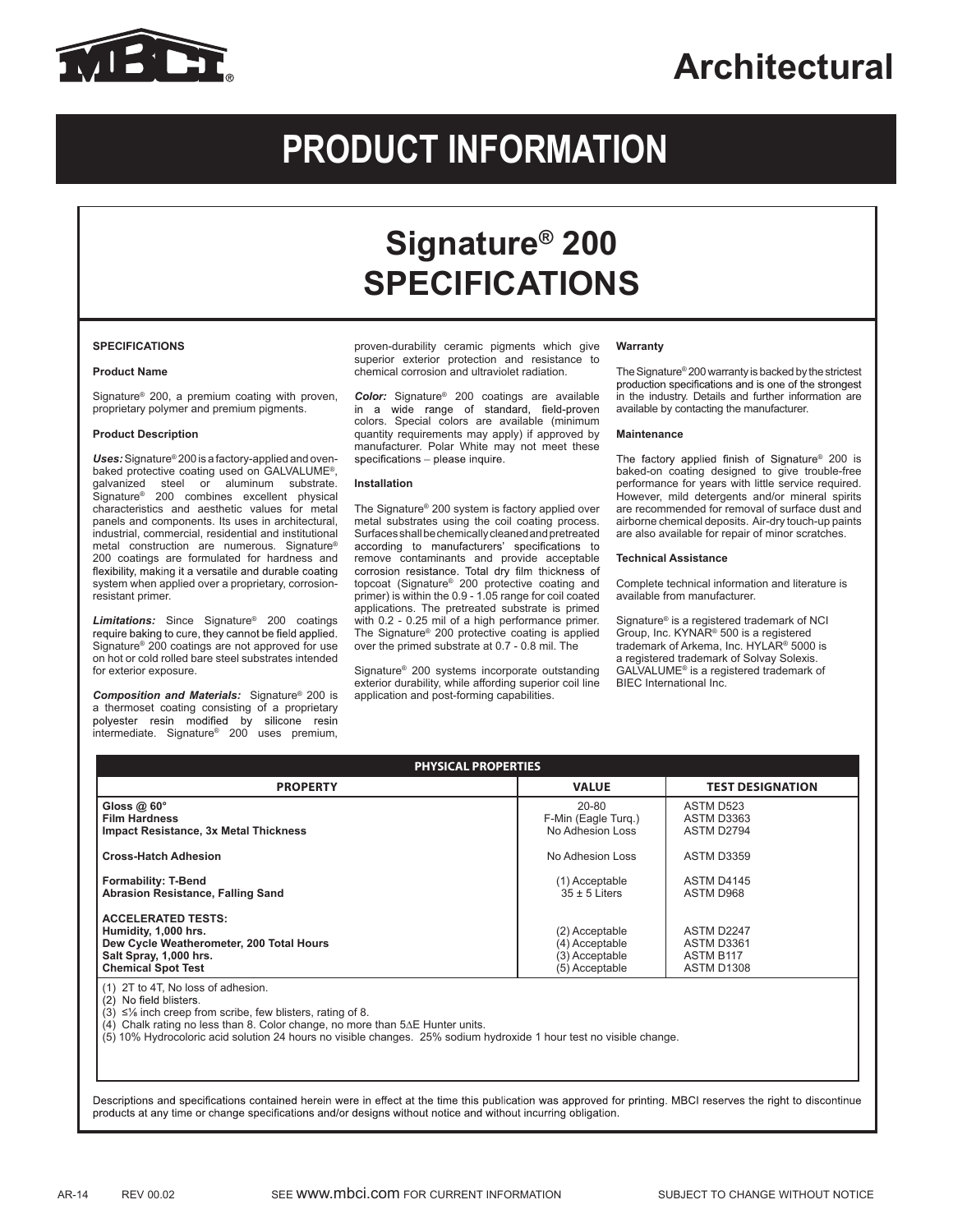# Architectural

# PRODUCT INFORMATION

## Signature® 200 SPECIFICATIONS

### SPECIFICATIONS

**Product Name**

Signature® 200, a premium coating with proven, proprietary polymer and premium pigments.

**Product Description**

***Uses:*** Signature® 200 is a factory-applied and oven-baked protective coating used on GALVALUME®, galvanized steel or aluminum substrate. Signature® 200 combines excellent physical characteristics and aesthetic values for metal panels and components. Its uses in architectural, industrial, commercial, residential and institutional metal construction are numerous. Signature® 200 coatings are formulated for hardness and flexibility, making it a versatile and durable coating system when applied over a proprietary, corrosion-resistant primer.

***Limitations:*** Since Signature® 200 coatings require baking to cure, they cannot be field applied. Signature® 200 coatings are not approved for use on hot or cold rolled bare steel substrates intended for exterior exposure.

***Composition and Materials:*** Signature® 200 is a thermoset coating consisting of a proprietary polyester resin modified by silicone resin intermediate. Signature® 200 uses premium, proven-durability ceramic pigments which give superior exterior protection and resistance to chemical corrosion and ultraviolet radiation.

***Color:*** Signature® 200 coatings are available in a wide range of standard, field-proven colors. Special colors are available (minimum quantity requirements may apply) if approved by manufacturer. Polar White may not meet these specifications – please inquire.

**Installation**

The Signature® 200 system is factory applied over metal substrates using the coil coating process. Surfaces shall be chemically cleaned and pretreated according to manufacturers' specifications to remove contaminants and provide acceptable corrosion resistance. Total dry film thickness of topcoat (Signature® 200 protective coating and primer) is within the 0.9 - 1.05 range for coil coated applications. The pretreated substrate is primed with 0.2 - 0.25 mil of a high performance primer. The Signature® 200 protective coating is applied over the primed substrate at 0.7 - 0.8 mil. The

Signature® 200 systems incorporate outstanding exterior durability, while affording superior coil line application and post-forming capabilities.

**Warranty**

The Signature® 200 warranty is backed by the strictest production specifications and is one of the strongest in the industry. Details and further information are available by contacting the manufacturer.

**Maintenance**

The factory applied finish of Signature® 200 is baked-on coating designed to give trouble-free performance for years with little service required. However, mild detergents and/or mineral spirits are recommended for removal of surface dust and airborne chemical deposits. Air-dry touch-up paints are also available for repair of minor scratches.

**Technical Assistance**

Complete technical information and literature is available from manufacturer.

Signature® is a registered trademark of NCI Group, Inc. KYNAR® 500 is a registered trademark of Arkema, Inc. HYLAR® 5000 is a registered trademark of Solvay Solexis. GALVALUME® is a registered trademark of BIEC International Inc.

**PHYSICAL PROPERTIES**

| PROPERTY | VALUE | TEST DESIGNATION |
|---|---|---|
| **Gloss @ 60°** | 20-80 | ASTM D523 |
| **Film Hardness** | F-Min (Eagle Turq.) | ASTM D3363 |
| **Impact Resistance, 3x Metal Thickness** | No Adhesion Loss | ASTM D2794 |
| **Cross-Hatch Adhesion** | No Adhesion Loss | ASTM D3359 |
| **Formability: T-Bend** | (1) Acceptable | ASTM D4145 |
| **Abrasion Resistance, Falling Sand** | 35 ± 5 Liters | ASTM D968 |
| **ACCELERATED TESTS:** | | |
| **Humidity, 1,000 hrs.** | (2) Acceptable | ASTM D2247 |
| **Dew Cycle Weatherometer, 200 Total Hours** | (4) Acceptable | ASTM D3361 |
| **Salt Spray, 1,000 hrs.** | (3) Acceptable | ASTM B117 |
| **Chemical Spot Test** | (5) Acceptable | ASTM D1308 |

(1) 2T to 4T, No loss of adhesion.
(2) No field blisters.
(3) ≤⅛ inch creep from scribe, few blisters, rating of 8.
(4) Chalk rating no less than 8. Color change, no more than 5ΔE Hunter units.
(5) 10% Hydrocoloric acid solution 24 hours no visible changes. 25% sodium hydroxide 1 hour test no visible change.

Descriptions and specifications contained herein were in effect at the time this publication was approved for printing. MBCI reserves the right to discontinue products at any time or change specifications and/or designs without notice and without incurring obligation.

AR-14 REV 00.02 SEE www.mbci.com FOR CURRENT INFORMATION SUBJECT TO CHANGE WITHOUT NOTICE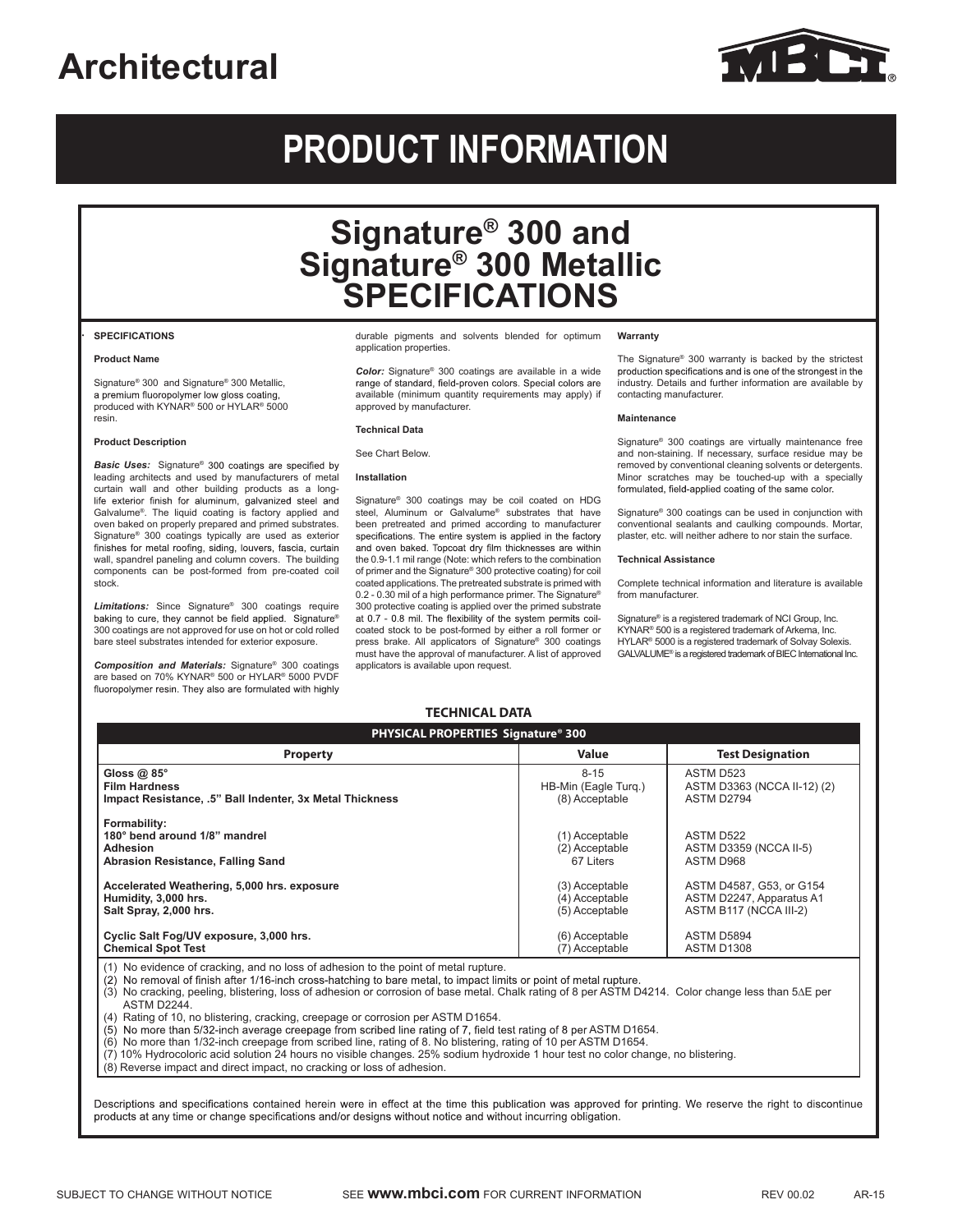# Architectural

# PRODUCT INFORMATION

# Signature® 300 and Signature® 300 Metallic SPECIFICATIONS

**SPECIFICATIONS**

**Product Name**

Signature® 300 and Signature® 300 Metallic, a premium fluoropolymer low gloss coating, produced with KYNAR® 500 or HYLAR® 5000 resin.

**Product Description**

***Basic Uses:*** Signature® 300 coatings are specified by leading architects and used by manufacturers of metal curtain wall and other building products as a long-life exterior finish for aluminum, galvanized steel and Galvalume®. The liquid coating is factory applied and oven baked on properly prepared and primed substrates. Signature® 300 coatings typically are used as exterior finishes for metal roofing, siding, louvers, fascia, curtain wall, spandrel paneling and column covers. The building components can be post-formed from pre-coated coil stock.

***Limitations:*** Since Signature® 300 coatings require baking to cure, they cannot be field applied. Signature® 300 coatings are not approved for use on hot or cold rolled bare steel substrates intended for exterior exposure.

***Composition and Materials:*** Signature® 300 coatings are based on 70% KYNAR® 500 or HYLAR® 5000 PVDF fluoropolymer resin. They also are formulated with highly durable pigments and solvents blended for optimum application properties.

***Color:*** Signature® 300 coatings are available in a wide range of standard, field-proven colors. Special colors are available (minimum quantity requirements may apply) if approved by manufacturer.

**Technical Data**

See Chart Below.

**Installation**

Signature® 300 coatings may be coil coated on HDG steel, Aluminum or Galvalume® substrates that have been pretreated and primed according to manufacturer specifications. The entire system is applied in the factory and oven baked. Topcoat dry film thicknesses are within the 0.9-1.1 mil range (Note: which refers to the combination of primer and the Signature® 300 protective coating) for coil coated applications. The pretreated substrate is primed with 0.2 - 0.30 mil of a high performance primer. The Signature® 300 protective coating is applied over the primed substrate at 0.7 - 0.8 mil. The flexibility of the system permits coil-coated stock to be post-formed by either a roll former or press brake. All applicators of Signature® 300 coatings must have the approval of manufacturer. A list of approved applicators is available upon request.

**Warranty**

The Signature® 300 warranty is backed by the strictest production specifications and is one of the strongest in the industry. Details and further information are available by contacting manufacturer.

**Maintenance**

Signature® 300 coatings are virtually maintenance free and non-staining. If necessary, surface residue may be removed by conventional cleaning solvents or detergents. Minor scratches may be touched-up with a specially formulated, field-applied coating of the same color.

Signature® 300 coatings can be used in conjunction with conventional sealants and caulking compounds. Mortar, plaster, etc. will neither adhere to nor stain the surface.

**Technical Assistance**

Complete technical information and literature is available from manufacturer.

Signature® is a registered trademark of NCI Group, Inc.
KYNAR® 500 is a registered trademark of Arkema, Inc.
HYLAR® 5000 is a registered trademark of Solvay Solexis.
GALVALUME® is a registered trademark of BIEC International Inc.

## TECHNICAL DATA

**PHYSICAL PROPERTIES Signature® 300**

| Property | Value | Test Designation |
|---|---|---|
| **Gloss @ 85°** | 8-15 | ASTM D523 |
| **Film Hardness** | HB-Min (Eagle Turq.) | ASTM D3363 (NCCA II-12) (2) |
| **Impact Resistance, .5" Ball Indenter, 3x Metal Thickness** | (8) Acceptable | ASTM D2794 |
| **Formability:** | | |
| **180° bend around 1/8" mandrel** | (1) Acceptable | ASTM D522 |
| **Adhesion** | (2) Acceptable | ASTM D3359 (NCCA II-5) |
| **Abrasion Resistance, Falling Sand** | 67 Liters | ASTM D968 |
| **Accelerated Weathering, 5,000 hrs. exposure** | (3) Acceptable | ASTM D4587, G53, or G154 |
| **Humidity, 3,000 hrs.** | (4) Acceptable | ASTM D2247, Apparatus A1 |
| **Salt Spray, 2,000 hrs.** | (5) Acceptable | ASTM B117 (NCCA III-2) |
| **Cyclic Salt Fog/UV exposure, 3,000 hrs.** | (6) Acceptable | ASTM D5894 |
| **Chemical Spot Test** | (7) Acceptable | ASTM D1308 |

(1) No evidence of cracking, and no loss of adhesion to the point of metal rupture.
(2) No removal of finish after 1/16-inch cross-hatching to bare metal, to impact limits or point of metal rupture.
(3) No cracking, peeling, blistering, loss of adhesion or corrosion of base metal. Chalk rating of 8 per ASTM D4214. Color change less than 5ΔE per ASTM D2244.
(4) Rating of 10, no blistering, cracking, creepage or corrosion per ASTM D1654.
(5) No more than 5/32-inch average creepage from scribed line rating of 7, field test rating of 8 per ASTM D1654.
(6) No more than 1/32-inch creepage from scribed line, rating of 8. No blistering, rating of 10 per ASTM D1654.
(7) 10% Hydrocoloric acid solution 24 hours no visible changes. 25% sodium hydroxide 1 hour test no color change, no blistering.
(8) Reverse impact and direct impact, no cracking or loss of adhesion.

Descriptions and specifications contained herein were in effect at the time this publication was approved for printing. We reserve the right to discontinue products at any time or change specifications and/or designs without notice and without incurring obligation.

SUBJECT TO CHANGE WITHOUT NOTICE SEE **www.mbci.com** FOR CURRENT INFORMATION REV 00.02 AR-15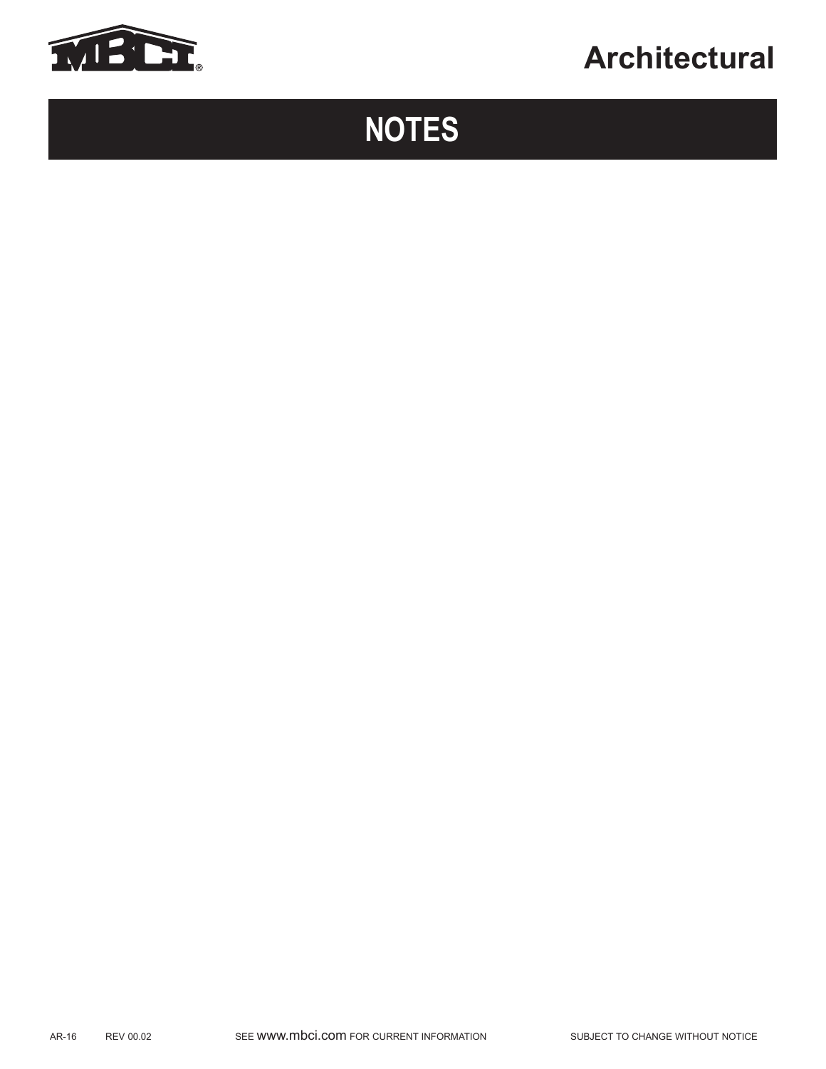# NOTES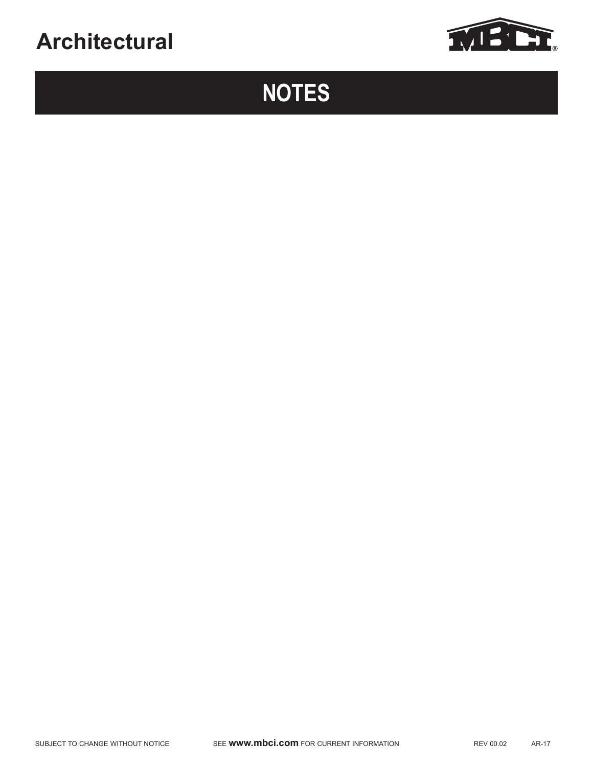# NOTES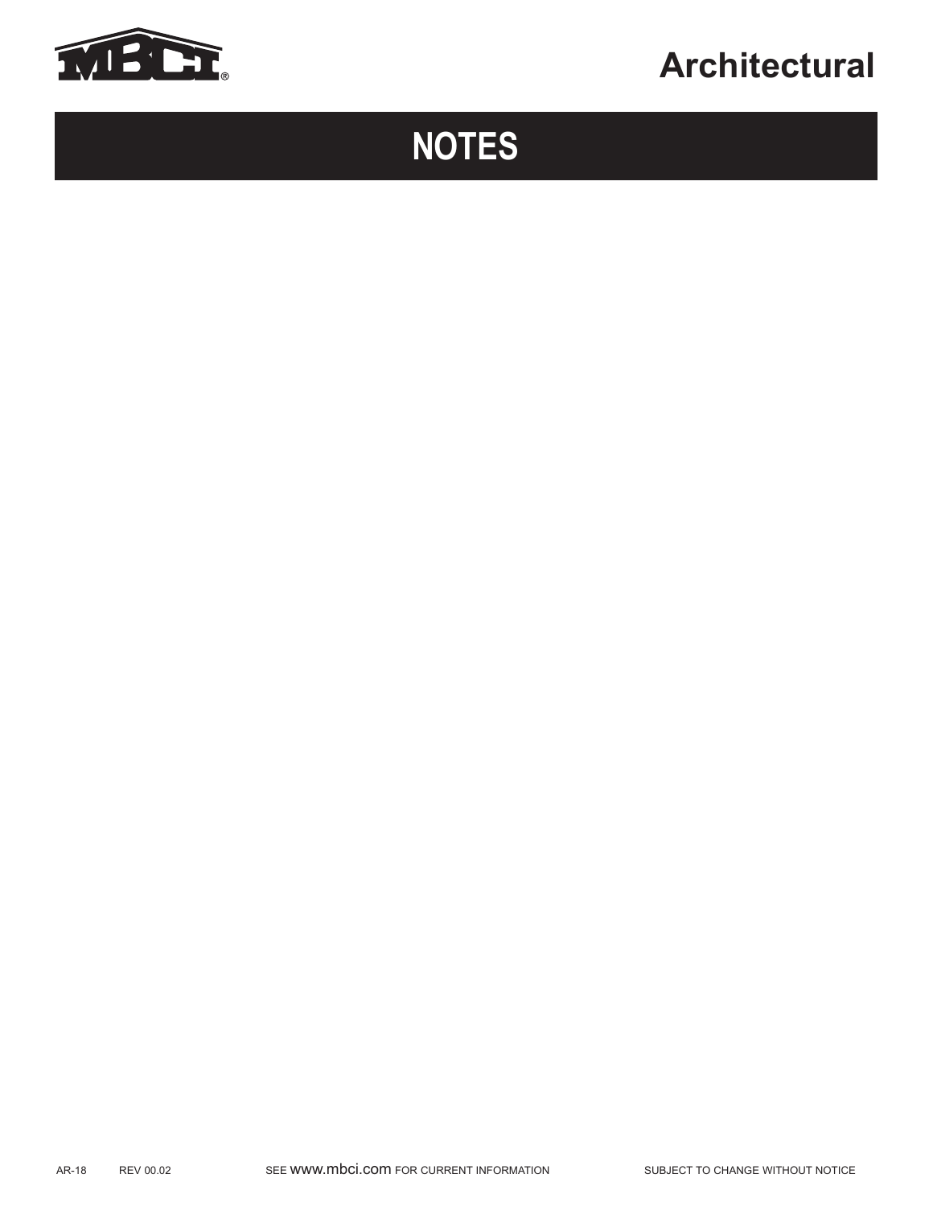# NOTES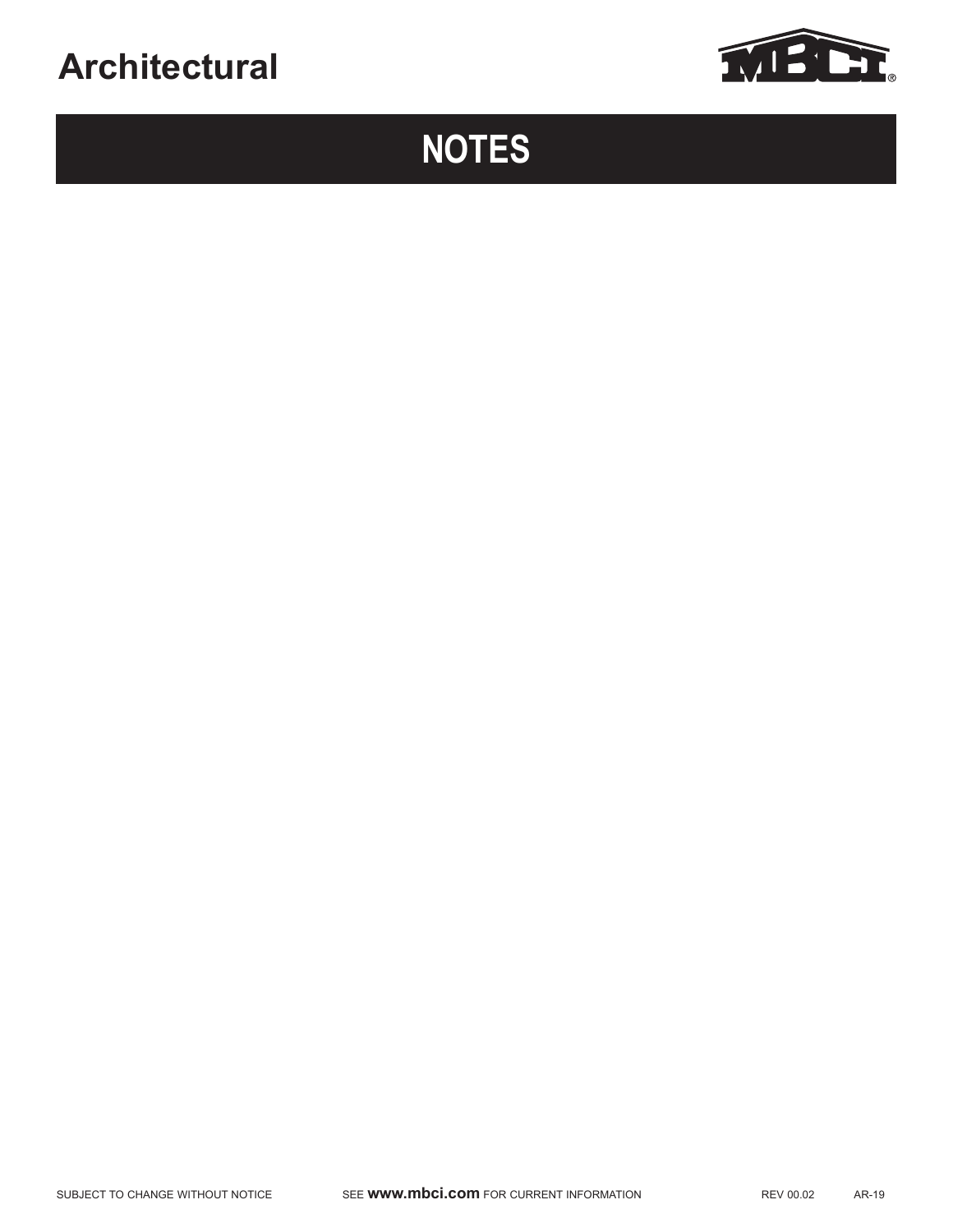# NOTES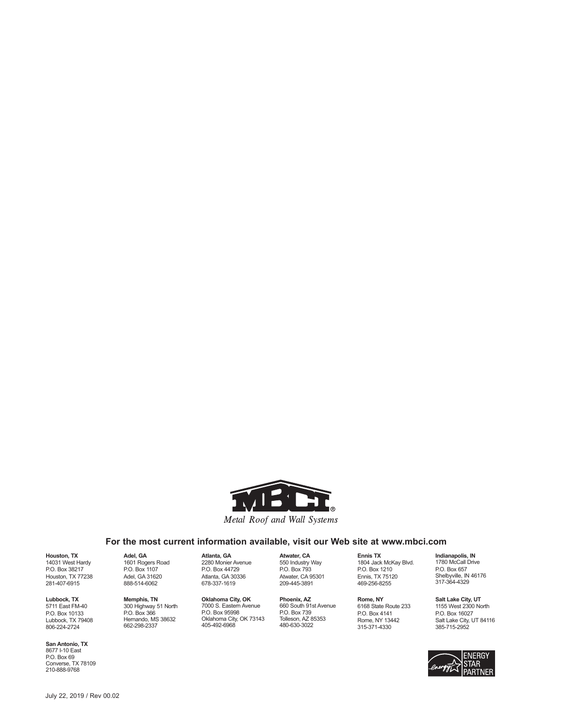MBCI®

*Metal Roof and Wall Systems*

**For the most current information available, visit our Web site at www.mbci.com**

**Houston, TX**
14031 West Hardy
P.O. Box 38217
Houston, TX 77238
281-407-6915

**Adel, GA**
1601 Rogers Road
P.O. Box 1107
Adel, GA 31620
888-514-6062

**Atlanta, GA**
2280 Monier Avenue
P.O. Box 44729
Atlanta, GA 30336
678-337-1619

**Atwater, CA**
550 Industry Way
P.O. Box 793
Atwater, CA 95301
209-445-3891

**Ennis TX**
1804 Jack McKay Blvd.
P.O. Box 1210
Ennis, TX 75120
469-256-8255

**Indianapolis, IN**
1780 McCall Drive
P.O. Box 657
Shelbyville, IN 46176
317-364-4329

**Lubbock, TX**
5711 East FM-40
P.O. Box 10133
Lubbock, TX 79408
806-224-2724

**Memphis, TN**
300 Highway 51 North
P.O. Box 366
Hernando, MS 38632
662-298-2337

**Oklahoma City, OK**
7000 S. Eastern Avenue
P.O. Box 95998
Oklahoma City, OK 73143
405-492-6968

**Phoenix, AZ**
660 South 91st Avenue
P.O. Box 739
Tolleson, AZ 85353
480-630-3022

**Rome, NY**
6168 State Route 233
P.O. Box 4141
Rome, NY 13442
315-371-4330

**Salt Lake City, UT**
1155 West 2300 North
P.O. Box 16027
Salt Lake City, UT 84116
385-715-2952

**San Antonio, TX**
8677 I-10 East
P.O. Box 69
Converse, TX 78109
210-888-9768

ENERGY STAR PARTNER

July 22, 2019 / Rev 00.02